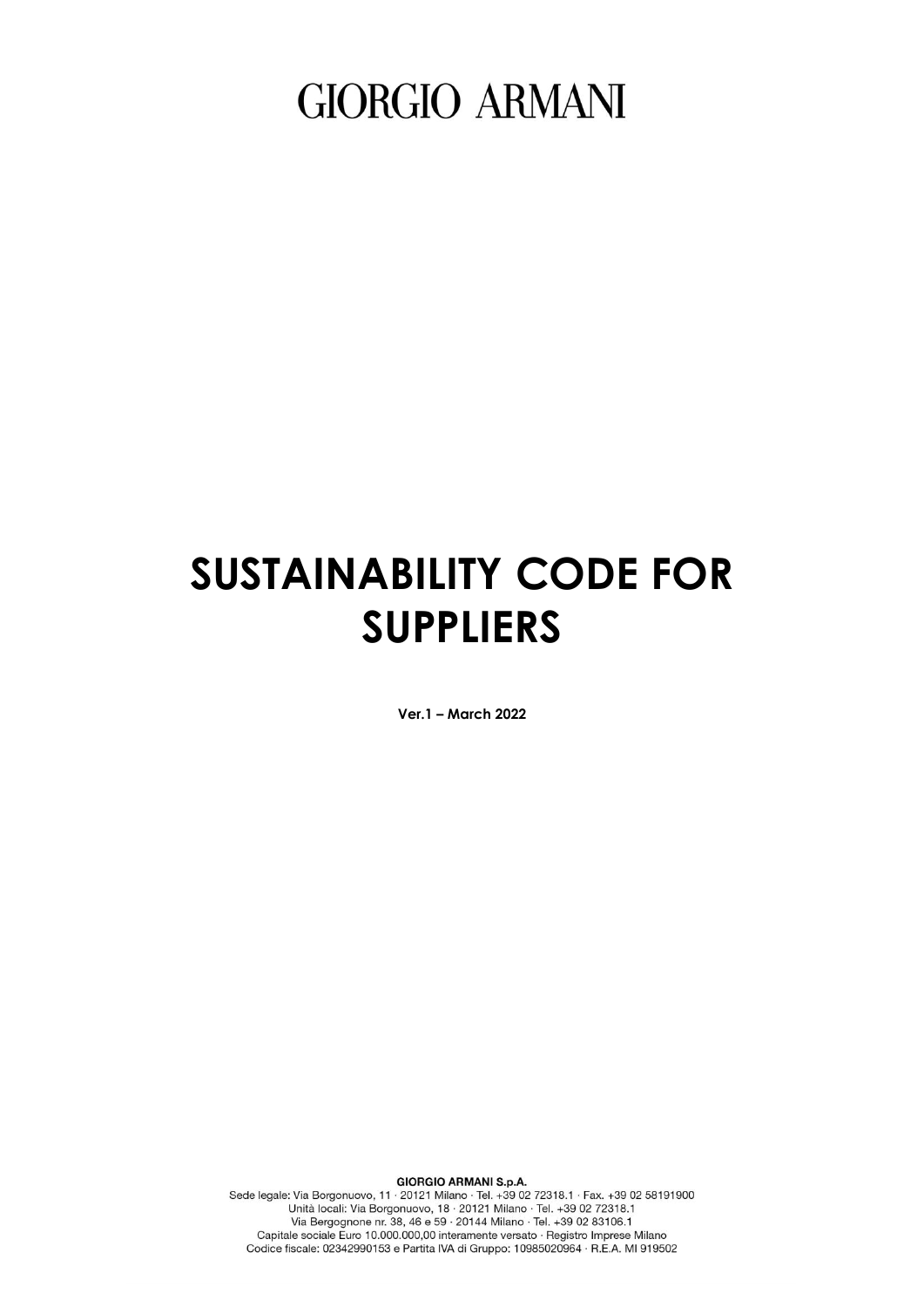# GIORGIO ARMANI

# SUSTAINABILITY CODE FOR SUPPLIERS

**Ver.1 – March 2022**

**GIORGIO ARMANI S.p.A.**
Sede legale: Via Borgonuovo, 11 · 20121 Milano · Tel. +39 02 72318.1 · Fax. +39 02 58191900
Unità locali: Via Borgonuovo, 18 · 20121 Milano · Tel. +39 02 72318.1
Via Bergognone nr. 38, 46 e 59 · 20144 Milano · Tel. +39 02 83106.1
Capitale sociale Euro 10.000.000,00 interamente versato · Registro Imprese Milano
Codice fiscale: 02342990153 e Partita IVA di Gruppo: 10985020964 · R.E.A. MI 919502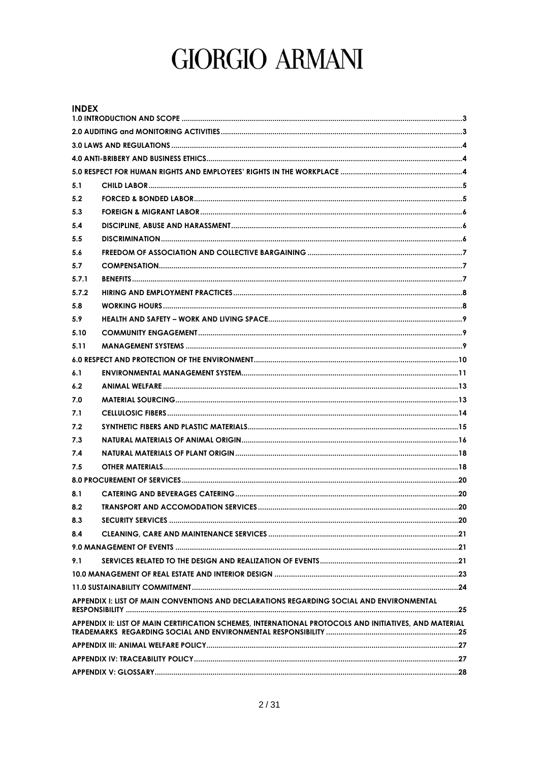# GIORGIO ARMANI

## INDEX

| | | |
|---|---|---|
| 1.0 INTRODUCTION AND SCOPE | | 3 |
| 2.0 AUDITING and MONITORING ACTIVITIES | | 3 |
| 3.0 LAWS AND REGULATIONS | | 4 |
| 4.0 ANTI-BRIBERY AND BUSINESS ETHICS | | 4 |
| 5.0 RESPECT FOR HUMAN RIGHTS AND EMPLOYEES' RIGHTS IN THE WORKPLACE | | 4 |
| 5.1 | CHILD LABOR | 5 |
| 5.2 | FORCED & BONDED LABOR | 5 |
| 5.3 | FOREIGN & MIGRANT LABOR | 6 |
| 5.4 | DISCIPLINE, ABUSE AND HARASSMENT | 6 |
| 5.5 | DISCRIMINATION | 6 |
| 5.6 | FREEDOM OF ASSOCIATION AND COLLECTIVE BARGAINING | 7 |
| 5.7 | COMPENSATION | 7 |
| 5.7.1 | BENEFITS | 7 |
| 5.7.2 | HIRING AND EMPLOYMENT PRACTICES | 8 |
| 5.8 | WORKING HOURS | 8 |
| 5.9 | HEALTH AND SAFETY – WORK AND LIVING SPACE | 9 |
| 5.10 | COMMUNITY ENGAGEMENT | 9 |
| 5.11 | MANAGEMENT SYSTEMS | 9 |
| 6.0 RESPECT AND PROTECTION OF THE ENVIRONMENT | | 10 |
| 6.1 | ENVIRONMENTAL MANAGEMENT SYSTEM | 11 |
| 6.2 | ANIMAL WELFARE | 13 |
| 7.0 | MATERIAL SOURCING | 13 |
| 7.1 | CELLULOSIC FIBERS | 14 |
| 7.2 | SYNTHETIC FIBERS AND PLASTIC MATERIALS | 15 |
| 7.3 | NATURAL MATERIALS OF ANIMAL ORIGIN | 16 |
| 7.4 | NATURAL MATERIALS OF PLANT ORIGIN | 18 |
| 7.5 | OTHER MATERIALS | 18 |
| 8.0 PROCUREMENT OF SERVICES | | 20 |
| 8.1 | CATERING AND BEVERAGES CATERING | 20 |
| 8.2 | TRANSPORT AND ACCOMODATION SERVICES | 20 |
| 8.3 | SECURITY SERVICES | 20 |
| 8.4 | CLEANING, CARE AND MAINTENANCE SERVICES | 21 |
| 9.0 MANAGEMENT OF EVENTS | | 21 |
| 9.1 | SERVICES RELATED TO THE DESIGN AND REALIZATION OF EVENTS | 21 |
| 10.0 MANAGEMENT OF REAL ESTATE AND INTERIOR DESIGN | | 23 |
| 11.0 SUSTAINABILITY COMMITMENT | | 24 |
| APPENDIX I: LIST OF MAIN CONVENTIONS AND DECLARATIONS REGARDING SOCIAL AND ENVIRONMENTAL RESPONSIBILITY | | 25 |
| APPENDIX II: LIST OF MAIN CERTIFICATION SCHEMES, INTERNATIONAL PROTOCOLS AND INITIATIVES, AND MATERIAL TRADEMARKS REGARDING SOCIAL AND ENVIRONMENTAL RESPONSIBILITY | | 25 |
| APPENDIX III: ANIMAL WELFARE POLICY | | 27 |
| APPENDIX IV: TRACEABILITY POLICY | | 27 |
| APPENDIX V: GLOSSARY | | 28 |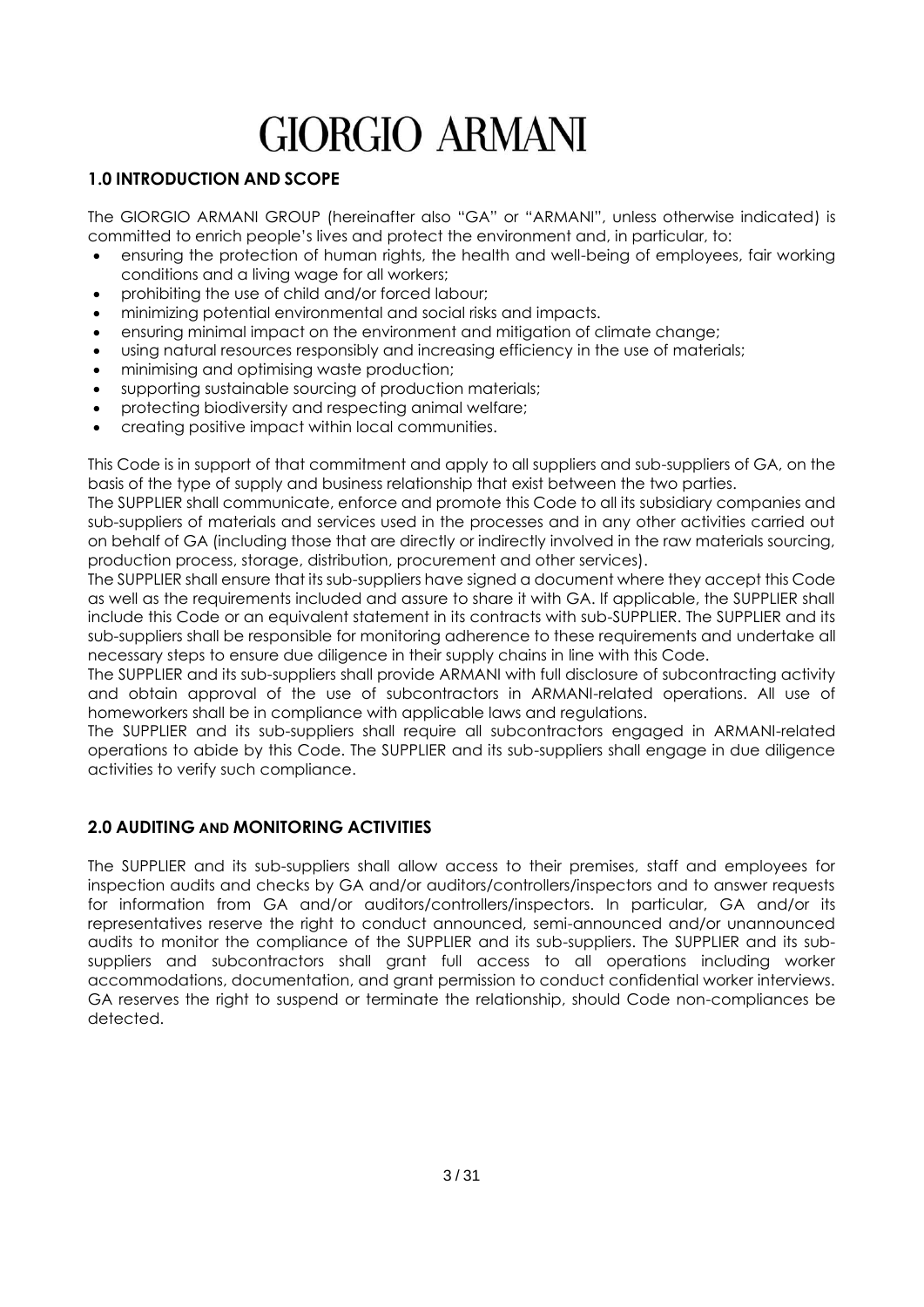# GIORGIO ARMANI

## 1.0 INTRODUCTION AND SCOPE

The GIORGIO ARMANI GROUP (hereinafter also "GA" or "ARMANI", unless otherwise indicated) is committed to enrich people's lives and protect the environment and, in particular, to:

- ensuring the protection of human rights, the health and well-being of employees, fair working conditions and a living wage for all workers;
- prohibiting the use of child and/or forced labour;
- minimizing potential environmental and social risks and impacts.
- ensuring minimal impact on the environment and mitigation of climate change;
- using natural resources responsibly and increasing efficiency in the use of materials;
- minimising and optimising waste production;
- supporting sustainable sourcing of production materials;
- protecting biodiversity and respecting animal welfare;
- creating positive impact within local communities.

This Code is in support of that commitment and apply to all suppliers and sub-suppliers of GA, on the basis of the type of supply and business relationship that exist between the two parties.

The SUPPLIER shall communicate, enforce and promote this Code to all its subsidiary companies and sub-suppliers of materials and services used in the processes and in any other activities carried out on behalf of GA (including those that are directly or indirectly involved in the raw materials sourcing, production process, storage, distribution, procurement and other services).

The SUPPLIER shall ensure that its sub-suppliers have signed a document where they accept this Code as well as the requirements included and assure to share it with GA. If applicable, the SUPPLIER shall include this Code or an equivalent statement in its contracts with sub-SUPPLIER. The SUPPLIER and its sub-suppliers shall be responsible for monitoring adherence to these requirements and undertake all necessary steps to ensure due diligence in their supply chains in line with this Code.

The SUPPLIER and its sub-suppliers shall provide ARMANI with full disclosure of subcontracting activity and obtain approval of the use of subcontractors in ARMANI-related operations. All use of homeworkers shall be in compliance with applicable laws and regulations.

The SUPPLIER and its sub-suppliers shall require all subcontractors engaged in ARMANI-related operations to abide by this Code. The SUPPLIER and its sub-suppliers shall engage in due diligence activities to verify such compliance.

## 2.0 AUDITING AND MONITORING ACTIVITIES

The SUPPLIER and its sub-suppliers shall allow access to their premises, staff and employees for inspection audits and checks by GA and/or auditors/controllers/inspectors and to answer requests for information from GA and/or auditors/controllers/inspectors. In particular, GA and/or its representatives reserve the right to conduct announced, semi-announced and/or unannounced audits to monitor the compliance of the SUPPLIER and its sub-suppliers. The SUPPLIER and its sub-suppliers and subcontractors shall grant full access to all operations including worker accommodations, documentation, and grant permission to conduct confidential worker interviews. GA reserves the right to suspend or terminate the relationship, should Code non-compliances be detected.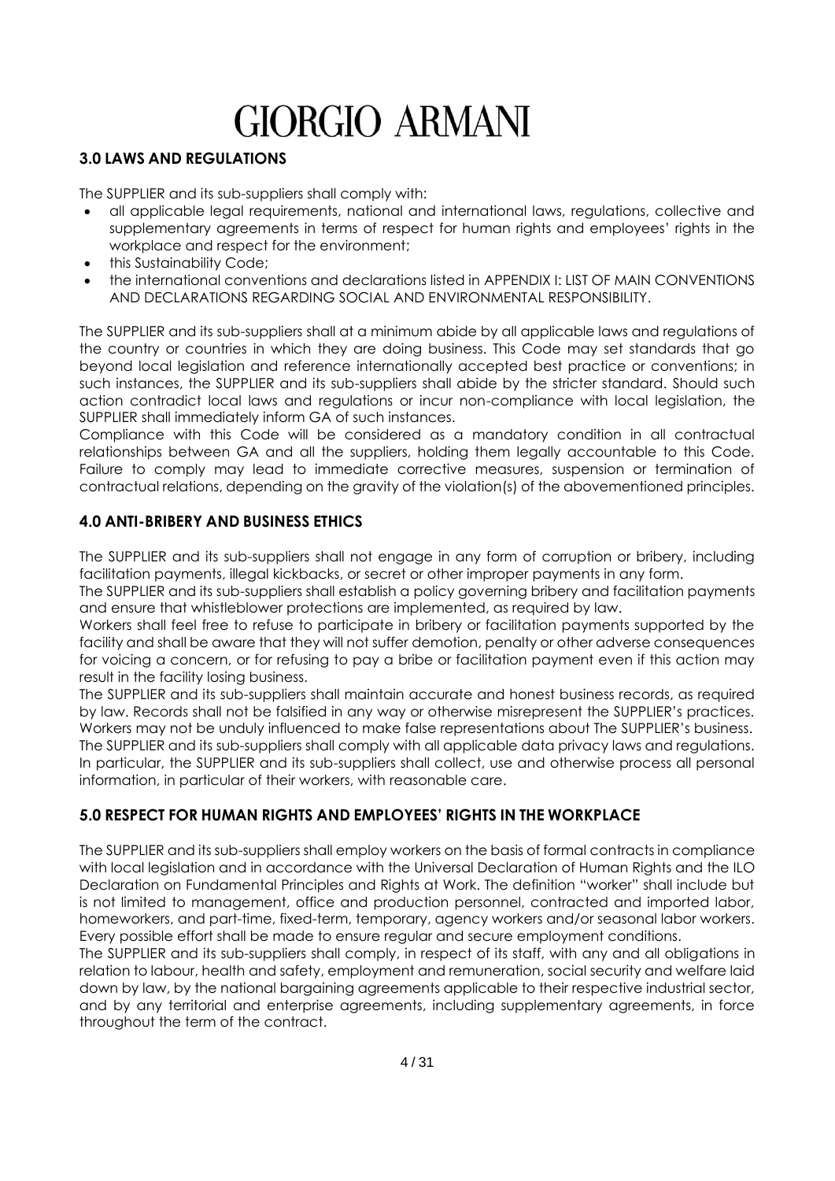## 3.0 LAWS AND REGULATIONS

The SUPPLIER and its sub-suppliers shall comply with:

- all applicable legal requirements, national and international laws, regulations, collective and supplementary agreements in terms of respect for human rights and employees' rights in the workplace and respect for the environment;
- this Sustainability Code;
- the international conventions and declarations listed in APPENDIX I: LIST OF MAIN CONVENTIONS AND DECLARATIONS REGARDING SOCIAL AND ENVIRONMENTAL RESPONSIBILITY.

The SUPPLIER and its sub-suppliers shall at a minimum abide by all applicable laws and regulations of the country or countries in which they are doing business. This Code may set standards that go beyond local legislation and reference internationally accepted best practice or conventions; in such instances, the SUPPLIER and its sub-suppliers shall abide by the stricter standard. Should such action contradict local laws and regulations or incur non-compliance with local legislation, the SUPPLIER shall immediately inform GA of such instances.

Compliance with this Code will be considered as a mandatory condition in all contractual relationships between GA and all the suppliers, holding them legally accountable to this Code. Failure to comply may lead to immediate corrective measures, suspension or termination of contractual relations, depending on the gravity of the violation(s) of the abovementioned principles.

## 4.0 ANTI-BRIBERY AND BUSINESS ETHICS

The SUPPLIER and its sub-suppliers shall not engage in any form of corruption or bribery, including facilitation payments, illegal kickbacks, or secret or other improper payments in any form.

The SUPPLIER and its sub-suppliers shall establish a policy governing bribery and facilitation payments and ensure that whistleblower protections are implemented, as required by law.

Workers shall feel free to refuse to participate in bribery or facilitation payments supported by the facility and shall be aware that they will not suffer demotion, penalty or other adverse consequences for voicing a concern, or for refusing to pay a bribe or facilitation payment even if this action may result in the facility losing business.

The SUPPLIER and its sub-suppliers shall maintain accurate and honest business records, as required by law. Records shall not be falsified in any way or otherwise misrepresent the SUPPLIER's practices. Workers may not be unduly influenced to make false representations about The SUPPLIER's business.

The SUPPLIER and its sub-suppliers shall comply with all applicable data privacy laws and regulations. In particular, the SUPPLIER and its sub-suppliers shall collect, use and otherwise process all personal information, in particular of their workers, with reasonable care.

## 5.0 RESPECT FOR HUMAN RIGHTS AND EMPLOYEES' RIGHTS IN THE WORKPLACE

The SUPPLIER and its sub-suppliers shall employ workers on the basis of formal contracts in compliance with local legislation and in accordance with the Universal Declaration of Human Rights and the ILO Declaration on Fundamental Principles and Rights at Work. The definition "worker" shall include but is not limited to management, office and production personnel, contracted and imported labor, homeworkers, and part-time, fixed-term, temporary, agency workers and/or seasonal labor workers. Every possible effort shall be made to ensure regular and secure employment conditions.

The SUPPLIER and its sub-suppliers shall comply, in respect of its staff, with any and all obligations in relation to labour, health and safety, employment and remuneration, social security and welfare laid down by law, by the national bargaining agreements applicable to their respective industrial sector, and by any territorial and enterprise agreements, including supplementary agreements, in force throughout the term of the contract.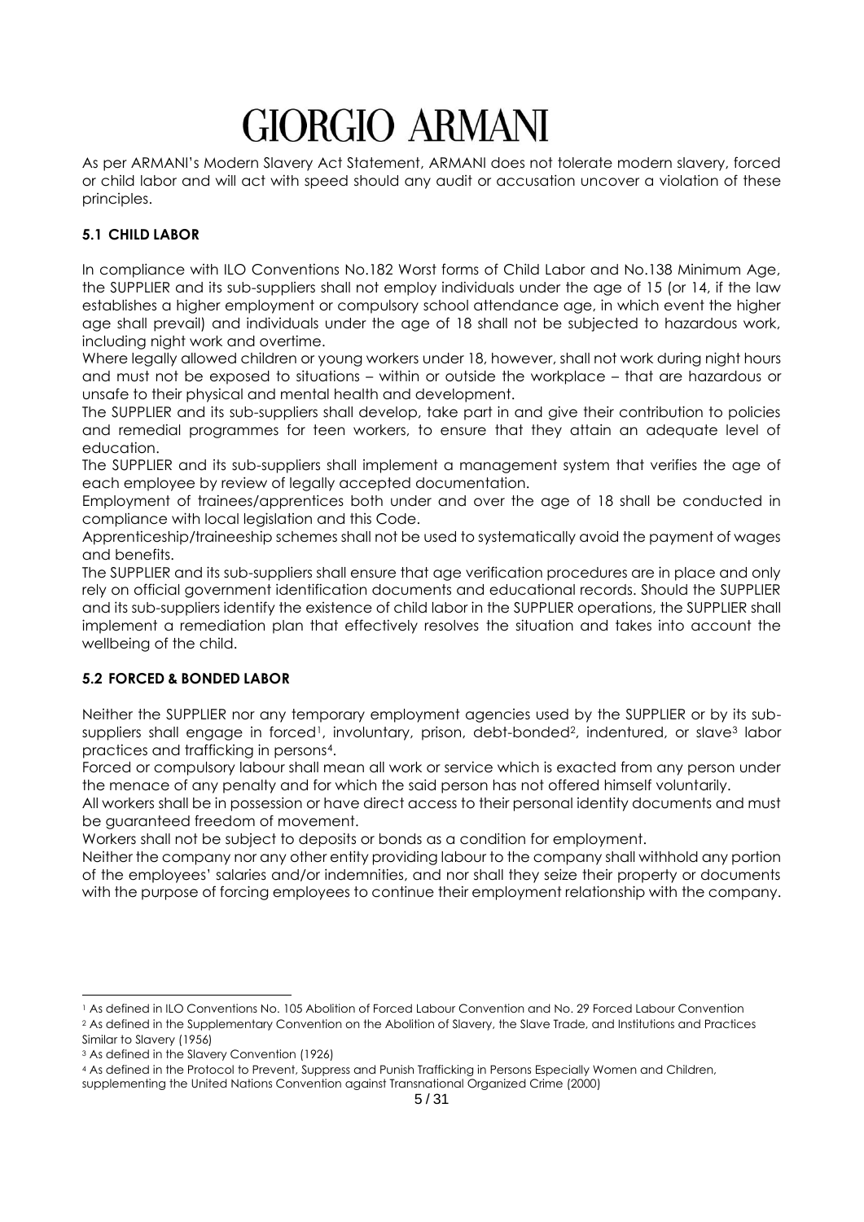As per ARMANI's Modern Slavery Act Statement, ARMANI does not tolerate modern slavery, forced or child labor and will act with speed should any audit or accusation uncover a violation of these principles.

### 5.1 CHILD LABOR

In compliance with ILO Conventions No.182 Worst forms of Child Labor and No.138 Minimum Age, the SUPPLIER and its sub-suppliers shall not employ individuals under the age of 15 (or 14, if the law establishes a higher employment or compulsory school attendance age, in which event the higher age shall prevail) and individuals under the age of 18 shall not be subjected to hazardous work, including night work and overtime.

Where legally allowed children or young workers under 18, however, shall not work during night hours and must not be exposed to situations – within or outside the workplace – that are hazardous or unsafe to their physical and mental health and development.

The SUPPLIER and its sub-suppliers shall develop, take part in and give their contribution to policies and remedial programmes for teen workers, to ensure that they attain an adequate level of education.

The SUPPLIER and its sub-suppliers shall implement a management system that verifies the age of each employee by review of legally accepted documentation.

Employment of trainees/apprentices both under and over the age of 18 shall be conducted in compliance with local legislation and this Code.

Apprenticeship/traineeship schemes shall not be used to systematically avoid the payment of wages and benefits.

The SUPPLIER and its sub-suppliers shall ensure that age verification procedures are in place and only rely on official government identification documents and educational records. Should the SUPPLIER and its sub-suppliers identify the existence of child labor in the SUPPLIER operations, the SUPPLIER shall implement a remediation plan that effectively resolves the situation and takes into account the wellbeing of the child.

### 5.2 FORCED & BONDED LABOR

Neither the SUPPLIER nor any temporary employment agencies used by the SUPPLIER or by its sub-suppliers shall engage in forced[1], involuntary, prison, debt-bonded[2], indentured, or slave[3] labor practices and trafficking in persons[4].

Forced or compulsory labour shall mean all work or service which is exacted from any person under the menace of any penalty and for which the said person has not offered himself voluntarily.

All workers shall be in possession or have direct access to their personal identity documents and must be guaranteed freedom of movement.

Workers shall not be subject to deposits or bonds as a condition for employment.

Neither the company nor any other entity providing labour to the company shall withhold any portion of the employees' salaries and/or indemnities, and nor shall they seize their property or documents with the purpose of forcing employees to continue their employment relationship with the company.

---

[1] As defined in ILO Conventions No. 105 Abolition of Forced Labour Convention and No. 29 Forced Labour Convention

[2] As defined in the Supplementary Convention on the Abolition of Slavery, the Slave Trade, and Institutions and Practices Similar to Slavery (1956)

[3] As defined in the Slavery Convention (1926)

[4] As defined in the Protocol to Prevent, Suppress and Punish Trafficking in Persons Especially Women and Children, supplementing the United Nations Convention against Transnational Organized Crime (2000)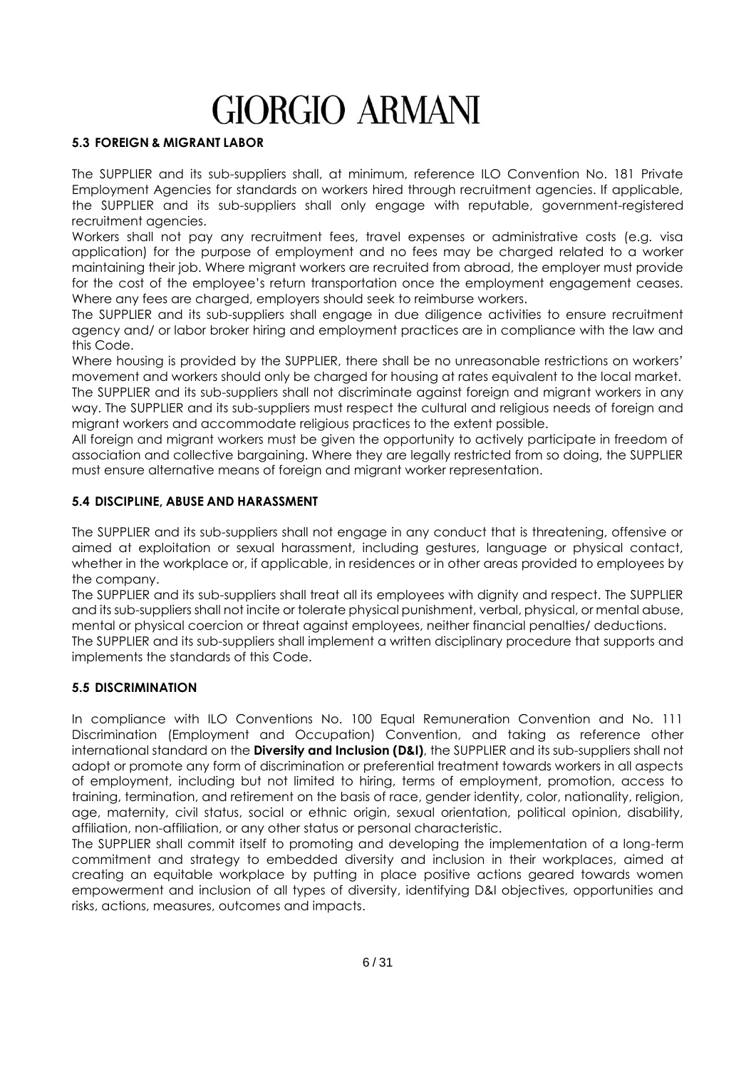### 5.3 FOREIGN & MIGRANT LABOR

The SUPPLIER and its sub-suppliers shall, at minimum, reference ILO Convention No. 181 Private Employment Agencies for standards on workers hired through recruitment agencies. If applicable, the SUPPLIER and its sub-suppliers shall only engage with reputable, government-registered recruitment agencies.

Workers shall not pay any recruitment fees, travel expenses or administrative costs (e.g. visa application) for the purpose of employment and no fees may be charged related to a worker maintaining their job. Where migrant workers are recruited from abroad, the employer must provide for the cost of the employee's return transportation once the employment engagement ceases. Where any fees are charged, employers should seek to reimburse workers.

The SUPPLIER and its sub-suppliers shall engage in due diligence activities to ensure recruitment agency and/ or labor broker hiring and employment practices are in compliance with the law and this Code.

Where housing is provided by the SUPPLIER, there shall be no unreasonable restrictions on workers' movement and workers should only be charged for housing at rates equivalent to the local market.

The SUPPLIER and its sub-suppliers shall not discriminate against foreign and migrant workers in any way. The SUPPLIER and its sub-suppliers must respect the cultural and religious needs of foreign and migrant workers and accommodate religious practices to the extent possible.

All foreign and migrant workers must be given the opportunity to actively participate in freedom of association and collective bargaining. Where they are legally restricted from so doing, the SUPPLIER must ensure alternative means of foreign and migrant worker representation.

### 5.4 DISCIPLINE, ABUSE AND HARASSMENT

The SUPPLIER and its sub-suppliers shall not engage in any conduct that is threatening, offensive or aimed at exploitation or sexual harassment, including gestures, language or physical contact, whether in the workplace or, if applicable, in residences or in other areas provided to employees by the company.

The SUPPLIER and its sub-suppliers shall treat all its employees with dignity and respect. The SUPPLIER and its sub-suppliers shall not incite or tolerate physical punishment, verbal, physical, or mental abuse, mental or physical coercion or threat against employees, neither financial penalties/ deductions.

The SUPPLIER and its sub-suppliers shall implement a written disciplinary procedure that supports and implements the standards of this Code.

### 5.5 DISCRIMINATION

In compliance with ILO Conventions No. 100 Equal Remuneration Convention and No. 111 Discrimination (Employment and Occupation) Convention, and taking as reference other international standard on the **Diversity and Inclusion (D&I)**, the SUPPLIER and its sub-suppliers shall not adopt or promote any form of discrimination or preferential treatment towards workers in all aspects of employment, including but not limited to hiring, terms of employment, promotion, access to training, termination, and retirement on the basis of race, gender identity, color, nationality, religion, age, maternity, civil status, social or ethnic origin, sexual orientation, political opinion, disability, affiliation, non-affiliation, or any other status or personal characteristic.

The SUPPLIER shall commit itself to promoting and developing the implementation of a long-term commitment and strategy to embedded diversity and inclusion in their workplaces, aimed at creating an equitable workplace by putting in place positive actions geared towards women empowerment and inclusion of all types of diversity, identifying D&I objectives, opportunities and risks, actions, measures, outcomes and impacts.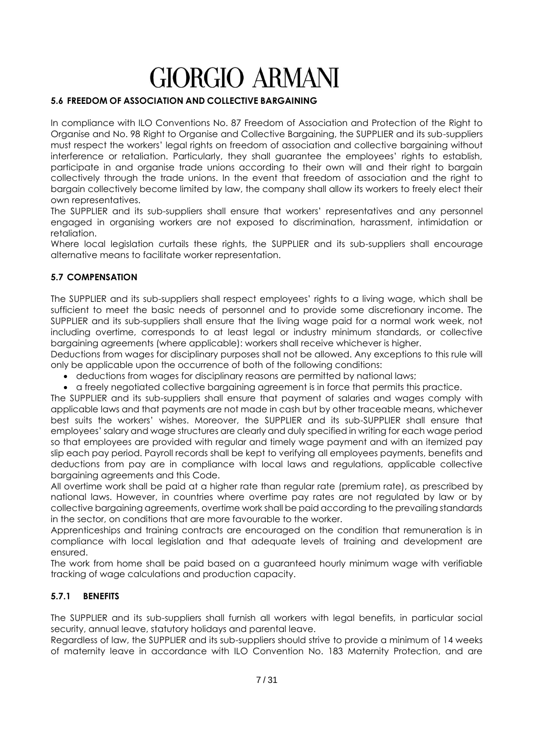### 5.6 FREEDOM OF ASSOCIATION AND COLLECTIVE BARGAINING

In compliance with ILO Conventions No. 87 Freedom of Association and Protection of the Right to Organise and No. 98 Right to Organise and Collective Bargaining, the SUPPLIER and its sub-suppliers must respect the workers' legal rights on freedom of association and collective bargaining without interference or retaliation. Particularly, they shall guarantee the employees' rights to establish, participate in and organise trade unions according to their own will and their right to bargain collectively through the trade unions. In the event that freedom of association and the right to bargain collectively become limited by law, the company shall allow its workers to freely elect their own representatives.

The SUPPLIER and its sub-suppliers shall ensure that workers' representatives and any personnel engaged in organising workers are not exposed to discrimination, harassment, intimidation or retaliation.

Where local legislation curtails these rights, the SUPPLIER and its sub-suppliers shall encourage alternative means to facilitate worker representation.

### 5.7 COMPENSATION

The SUPPLIER and its sub-suppliers shall respect employees' rights to a living wage, which shall be sufficient to meet the basic needs of personnel and to provide some discretionary income. The SUPPLIER and its sub-suppliers shall ensure that the living wage paid for a normal work week, not including overtime, corresponds to at least legal or industry minimum standards, or collective bargaining agreements (where applicable): workers shall receive whichever is higher.

Deductions from wages for disciplinary purposes shall not be allowed. Any exceptions to this rule will only be applicable upon the occurrence of both of the following conditions:

- deductions from wages for disciplinary reasons are permitted by national laws;
- a freely negotiated collective bargaining agreement is in force that permits this practice.

The SUPPLIER and its sub-suppliers shall ensure that payment of salaries and wages comply with applicable laws and that payments are not made in cash but by other traceable means, whichever best suits the workers' wishes. Moreover, the SUPPLIER and its sub-SUPPLIER shall ensure that employees' salary and wage structures are clearly and duly specified in writing for each wage period so that employees are provided with regular and timely wage payment and with an itemized pay slip each pay period. Payroll records shall be kept to verifying all employees payments, benefits and deductions from pay are in compliance with local laws and regulations, applicable collective bargaining agreements and this Code.

All overtime work shall be paid at a higher rate than regular rate (premium rate), as prescribed by national laws. However, in countries where overtime pay rates are not regulated by law or by collective bargaining agreements, overtime work shall be paid according to the prevailing standards in the sector, on conditions that are more favourable to the worker.

Apprenticeships and training contracts are encouraged on the condition that remuneration is in compliance with local legislation and that adequate levels of training and development are ensured.

The work from home shall be paid based on a guaranteed hourly minimum wage with verifiable tracking of wage calculations and production capacity.

#### 5.7.1 BENEFITS

The SUPPLIER and its sub-suppliers shall furnish all workers with legal benefits, in particular social security, annual leave, statutory holidays and parental leave.

Regardless of law, the SUPPLIER and its sub-suppliers should strive to provide a minimum of 14 weeks of maternity leave in accordance with ILO Convention No. 183 Maternity Protection, and are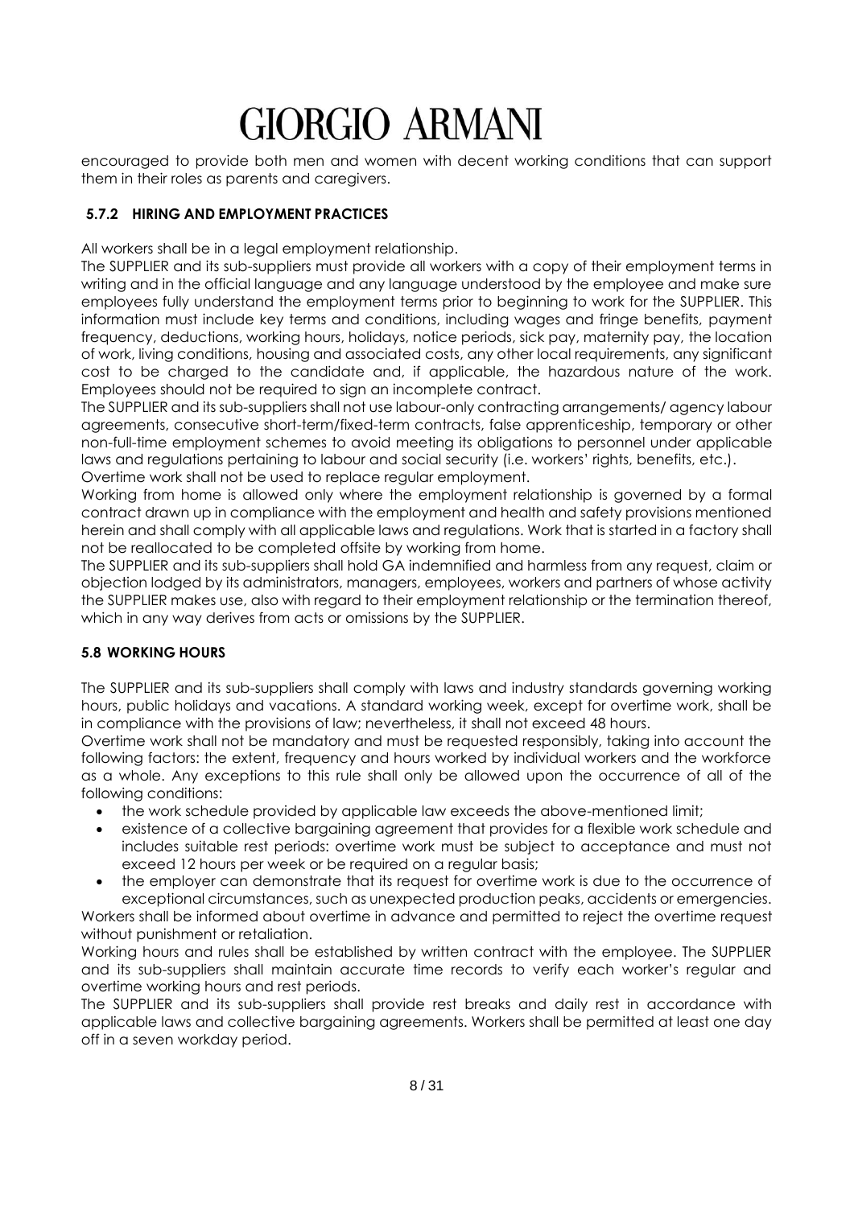encouraged to provide both men and women with decent working conditions that can support them in their roles as parents and caregivers.

#### 5.7.2 HIRING AND EMPLOYMENT PRACTICES

All workers shall be in a legal employment relationship.

The SUPPLIER and its sub-suppliers must provide all workers with a copy of their employment terms in writing and in the official language and any language understood by the employee and make sure employees fully understand the employment terms prior to beginning to work for the SUPPLIER. This information must include key terms and conditions, including wages and fringe benefits, payment frequency, deductions, working hours, holidays, notice periods, sick pay, maternity pay, the location of work, living conditions, housing and associated costs, any other local requirements, any significant cost to be charged to the candidate and, if applicable, the hazardous nature of the work. Employees should not be required to sign an incomplete contract.

The SUPPLIER and its sub-suppliers shall not use labour-only contracting arrangements/ agency labour agreements, consecutive short-term/fixed-term contracts, false apprenticeship, temporary or other non-full-time employment schemes to avoid meeting its obligations to personnel under applicable laws and regulations pertaining to labour and social security (i.e. workers' rights, benefits, etc.).

Overtime work shall not be used to replace regular employment.

Working from home is allowed only where the employment relationship is governed by a formal contract drawn up in compliance with the employment and health and safety provisions mentioned herein and shall comply with all applicable laws and regulations. Work that is started in a factory shall not be reallocated to be completed offsite by working from home.

The SUPPLIER and its sub-suppliers shall hold GA indemnified and harmless from any request, claim or objection lodged by its administrators, managers, employees, workers and partners of whose activity the SUPPLIER makes use, also with regard to their employment relationship or the termination thereof, which in any way derives from acts or omissions by the SUPPLIER.

### 5.8 WORKING HOURS

The SUPPLIER and its sub-suppliers shall comply with laws and industry standards governing working hours, public holidays and vacations. A standard working week, except for overtime work, shall be in compliance with the provisions of law; nevertheless, it shall not exceed 48 hours.

Overtime work shall not be mandatory and must be requested responsibly, taking into account the following factors: the extent, frequency and hours worked by individual workers and the workforce as a whole. Any exceptions to this rule shall only be allowed upon the occurrence of all of the following conditions:

- the work schedule provided by applicable law exceeds the above-mentioned limit;
- existence of a collective bargaining agreement that provides for a flexible work schedule and includes suitable rest periods: overtime work must be subject to acceptance and must not exceed 12 hours per week or be required on a regular basis;
- the employer can demonstrate that its request for overtime work is due to the occurrence of exceptional circumstances, such as unexpected production peaks, accidents or emergencies.

Workers shall be informed about overtime in advance and permitted to reject the overtime request without punishment or retaliation.

Working hours and rules shall be established by written contract with the employee. The SUPPLIER and its sub-suppliers shall maintain accurate time records to verify each worker's regular and overtime working hours and rest periods.

The SUPPLIER and its sub-suppliers shall provide rest breaks and daily rest in accordance with applicable laws and collective bargaining agreements. Workers shall be permitted at least one day off in a seven workday period.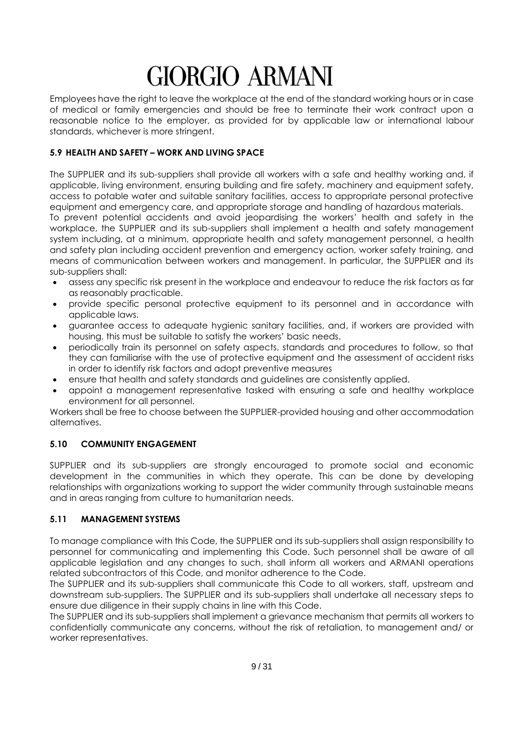Employees have the right to leave the workplace at the end of the standard working hours or in case of medical or family emergencies and should be free to terminate their work contract upon a reasonable notice to the employer, as provided for by applicable law or international labour standards, whichever is more stringent.

### 5.9 HEALTH AND SAFETY – WORK AND LIVING SPACE

The SUPPLIER and its sub-suppliers shall provide all workers with a safe and healthy working and, if applicable, living environment, ensuring building and fire safety, machinery and equipment safety, access to potable water and suitable sanitary facilities, access to appropriate personal protective equipment and emergency care, and appropriate storage and handling of hazardous materials.

To prevent potential accidents and avoid jeopardising the workers' health and safety in the workplace, the SUPPLIER and its sub-suppliers shall implement a health and safety management system including, at a minimum, appropriate health and safety management personnel, a health and safety plan including accident prevention and emergency action, worker safety training, and means of communication between workers and management. In particular, the SUPPLIER and its sub-suppliers shall:

- assess any specific risk present in the workplace and endeavour to reduce the risk factors as far as reasonably practicable.
- provide specific personal protective equipment to its personnel and in accordance with applicable laws.
- guarantee access to adequate hygienic sanitary facilities, and, if workers are provided with housing, this must be suitable to satisfy the workers' basic needs.
- periodically train its personnel on safety aspects, standards and procedures to follow, so that they can familiarise with the use of protective equipment and the assessment of accident risks in order to identify risk factors and adopt preventive measures
- ensure that health and safety standards and guidelines are consistently applied.
- appoint a management representative tasked with ensuring a safe and healthy workplace environment for all personnel.

Workers shall be free to choose between the SUPPLIER-provided housing and other accommodation alternatives.

### 5.10 COMMUNITY ENGAGEMENT

SUPPLIER and its sub-suppliers are strongly encouraged to promote social and economic development in the communities in which they operate. This can be done by developing relationships with organizations working to support the wider community through sustainable means and in areas ranging from culture to humanitarian needs.

### 5.11 MANAGEMENT SYSTEMS

To manage compliance with this Code, the SUPPLIER and its sub-suppliers shall assign responsibility to personnel for communicating and implementing this Code. Such personnel shall be aware of all applicable legislation and any changes to such, shall inform all workers and ARMANI operations related subcontractors of this Code, and monitor adherence to the Code.

The SUPPLIER and its sub-suppliers shall communicate this Code to all workers, staff, upstream and downstream sub-suppliers. The SUPPLIER and its sub-suppliers shall undertake all necessary steps to ensure due diligence in their supply chains in line with this Code.

The SUPPLIER and its sub-suppliers shall implement a grievance mechanism that permits all workers to confidentially communicate any concerns, without the risk of retaliation, to management and/ or worker representatives.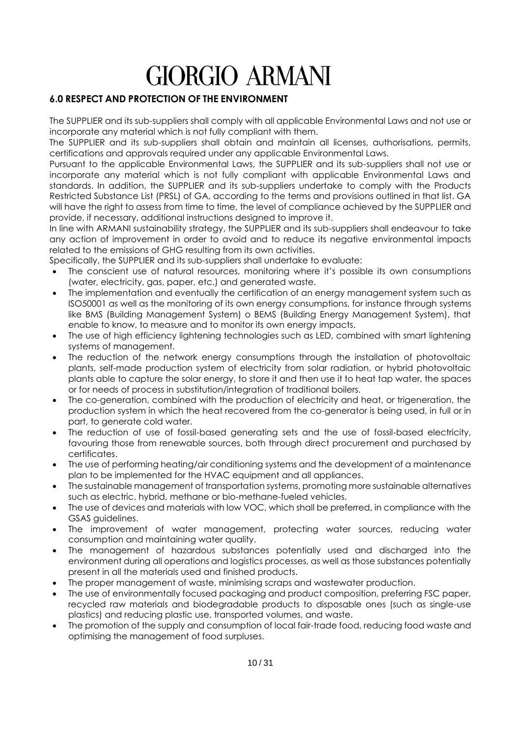# GIORGIO ARMANI

## 6.0 RESPECT AND PROTECTION OF THE ENVIRONMENT

The SUPPLIER and its sub-suppliers shall comply with all applicable Environmental Laws and not use or incorporate any material which is not fully compliant with them.

The SUPPLIER and its sub-suppliers shall obtain and maintain all licenses, authorisations, permits, certifications and approvals required under any applicable Environmental Laws.

Pursuant to the applicable Environmental Laws, the SUPPLIER and its sub-suppliers shall not use or incorporate any material which is not fully compliant with applicable Environmental Laws and standards. In addition, the SUPPLIER and its sub-suppliers undertake to comply with the Products Restricted Substance List (PRSL) of GA, according to the terms and provisions outlined in that list. GA will have the right to assess from time to time, the level of compliance achieved by the SUPPLIER and provide, if necessary, additional instructions designed to improve it.

In line with ARMANI sustainability strategy, the SUPPLIER and its sub-suppliers shall endeavour to take any action of improvement in order to avoid and to reduce its negative environmental impacts related to the emissions of GHG resulting from its own activities.

Specifically, the SUPPLIER and its sub-suppliers shall undertake to evaluate:

- The conscient use of natural resources, monitoring where it's possible its own consumptions (water, electricity, gas, paper, etc.) and generated waste.
- The implementation and eventually the certification of an energy management system such as ISO50001 as well as the monitoring of its own energy consumptions, for instance through systems like BMS (Building Management System) o BEMS (Building Energy Management System), that enable to know, to measure and to monitor its own energy impacts.
- The use of high efficiency lightening technologies such as LED, combined with smart lightening systems of management.
- The reduction of the network energy consumptions through the installation of photovoltaic plants, self-made production system of electricity from solar radiation, or hybrid photovoltaic plants able to capture the solar energy, to store it and then use it to heat tap water, the spaces or for needs of process in substitution/integration of traditional boilers.
- The co-generation, combined with the production of electricity and heat, or trigeneration, the production system in which the heat recovered from the co-generator is being used, in full or in part, to generate cold water.
- The reduction of use of fossil-based generating sets and the use of fossil-based electricity, favouring those from renewable sources, both through direct procurement and purchased by certificates.
- The use of performing heating/air conditioning systems and the development of a maintenance plan to be implemented for the HVAC equipment and all appliances.
- The sustainable management of transportation systems, promoting more sustainable alternatives such as electric, hybrid, methane or bio-methane-fueled vehicles.
- The use of devices and materials with low VOC, which shall be preferred, in compliance with the GSAS guidelines.
- The improvement of water management, protecting water sources, reducing water consumption and maintaining water quality.
- The management of hazardous substances potentially used and discharged into the environment during all operations and logistics processes, as well as those substances potentially present in all the materials used and finished products.
- The proper management of waste, minimising scraps and wastewater production.
- The use of environmentally focused packaging and product composition, preferring FSC paper, recycled raw materials and biodegradable products to disposable ones (such as single-use plastics) and reducing plastic use, transported volumes, and waste.
- The promotion of the supply and consumption of local fair-trade food, reducing food waste and optimising the management of food surpluses.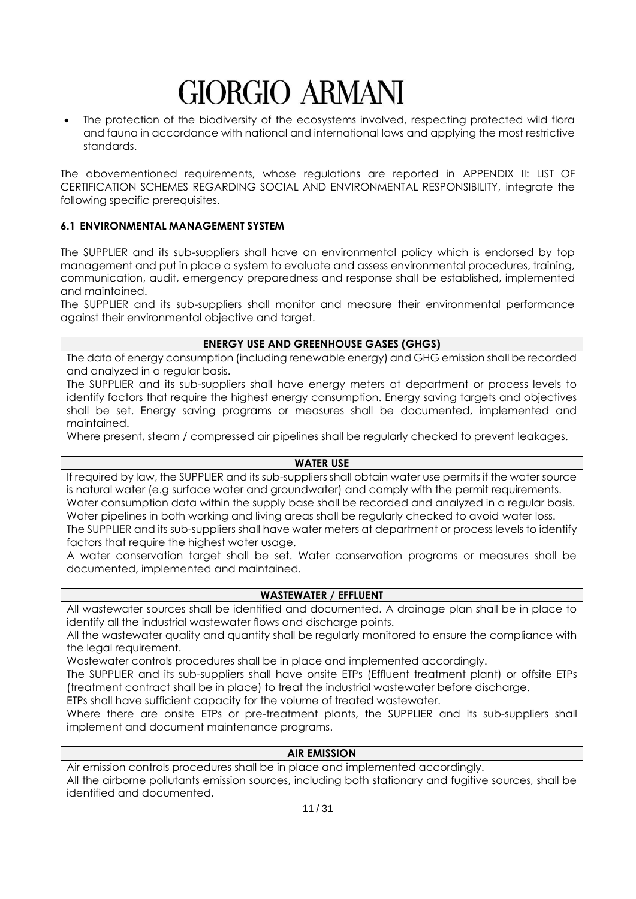- The protection of the biodiversity of the ecosystems involved, respecting protected wild flora and fauna in accordance with national and international laws and applying the most restrictive standards.

The abovementioned requirements, whose regulations are reported in APPENDIX II: LIST OF CERTIFICATION SCHEMES REGARDING SOCIAL AND ENVIRONMENTAL RESPONSIBILITY, integrate the following specific prerequisites.

### 6.1 ENVIRONMENTAL MANAGEMENT SYSTEM

The SUPPLIER and its sub-suppliers shall have an environmental policy which is endorsed by top management and put in place a system to evaluate and assess environmental procedures, training, communication, audit, emergency preparedness and response shall be established, implemented and maintained.

The SUPPLIER and its sub-suppliers shall monitor and measure their environmental performance against their environmental objective and target.

| ENERGY USE AND GREENHOUSE GASES (GHGS) |
| --- |
| The data of energy consumption (including renewable energy) and GHG emission shall be recorded and analyzed in a regular basis.<br>The SUPPLIER and its sub-suppliers shall have energy meters at department or process levels to identify factors that require the highest energy consumption. Energy saving targets and objectives shall be set. Energy saving programs or measures shall be documented, implemented and maintained.<br>Where present, steam / compressed air pipelines shall be regularly checked to prevent leakages. |

| WATER USE |
| --- |
| If required by law, the SUPPLIER and its sub-suppliers shall obtain water use permits if the water source is natural water (e.g surface water and groundwater) and comply with the permit requirements.<br>Water consumption data within the supply base shall be recorded and analyzed in a regular basis.<br>Water pipelines in both working and living areas shall be regularly checked to avoid water loss.<br>The SUPPLIER and its sub-suppliers shall have water meters at department or process levels to identify factors that require the highest water usage.<br>A water conservation target shall be set. Water conservation programs or measures shall be documented, implemented and maintained. |

| WASTEWATER / EFFLUENT |
| --- |
| All wastewater sources shall be identified and documented. A drainage plan shall be in place to identify all the industrial wastewater flows and discharge points.<br>All the wastewater quality and quantity shall be regularly monitored to ensure the compliance with the legal requirement.<br>Wastewater controls procedures shall be in place and implemented accordingly.<br>The SUPPLIER and its sub-suppliers shall have onsite ETPs (Effluent treatment plant) or offsite ETPs (treatment contract shall be in place) to treat the industrial wastewater before discharge.<br>ETPs shall have sufficient capacity for the volume of treated wastewater.<br>Where there are onsite ETPs or pre-treatment plants, the SUPPLIER and its sub-suppliers shall implement and document maintenance programs. |

| AIR EMISSION |
| --- |
| Air emission controls procedures shall be in place and implemented accordingly.<br>All the airborne pollutants emission sources, including both stationary and fugitive sources, shall be identified and documented. |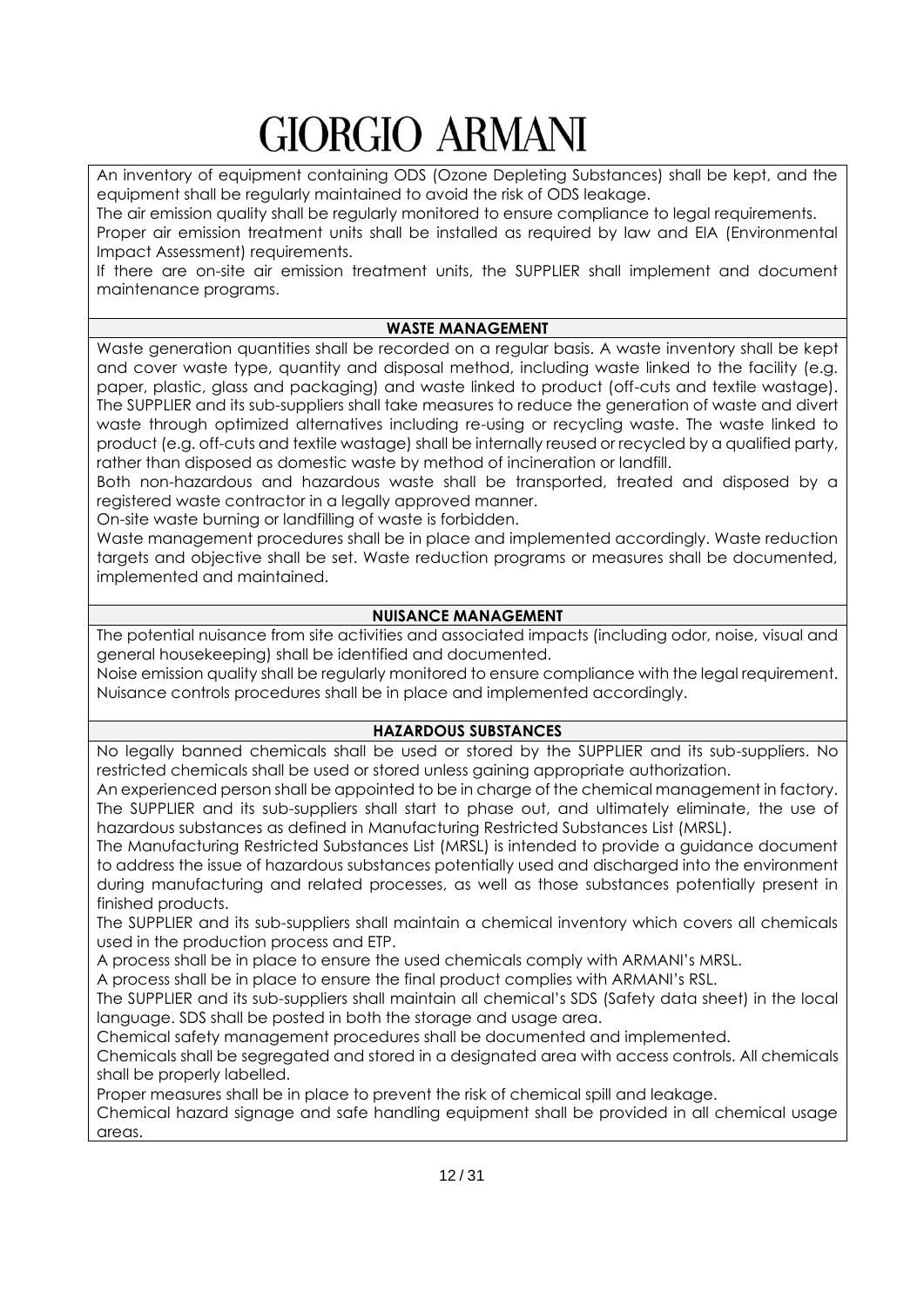An inventory of equipment containing ODS (Ozone Depleting Substances) shall be kept, and the equipment shall be regularly maintained to avoid the risk of ODS leakage.
The air emission quality shall be regularly monitored to ensure compliance to legal requirements.
Proper air emission treatment units shall be installed as required by law and EIA (Environmental Impact Assessment) requirements.
If there are on-site air emission treatment units, the SUPPLIER shall implement and document maintenance programs.

### WASTE MANAGEMENT

Waste generation quantities shall be recorded on a regular basis. A waste inventory shall be kept and cover waste type, quantity and disposal method, including waste linked to the facility (e.g. paper, plastic, glass and packaging) and waste linked to product (off-cuts and textile wastage).
The SUPPLIER and its sub-suppliers shall take measures to reduce the generation of waste and divert waste through optimized alternatives including re-using or recycling waste. The waste linked to product (e.g. off-cuts and textile wastage) shall be internally reused or recycled by a qualified party, rather than disposed as domestic waste by method of incineration or landfill.
Both non-hazardous and hazardous waste shall be transported, treated and disposed by a registered waste contractor in a legally approved manner.
On-site waste burning or landfilling of waste is forbidden.
Waste management procedures shall be in place and implemented accordingly. Waste reduction targets and objective shall be set. Waste reduction programs or measures shall be documented, implemented and maintained.

### NUISANCE MANAGEMENT

The potential nuisance from site activities and associated impacts (including odor, noise, visual and general housekeeping) shall be identified and documented.
Noise emission quality shall be regularly monitored to ensure compliance with the legal requirement.
Nuisance controls procedures shall be in place and implemented accordingly.

### HAZARDOUS SUBSTANCES

No legally banned chemicals shall be used or stored by the SUPPLIER and its sub-suppliers. No restricted chemicals shall be used or stored unless gaining appropriate authorization.
An experienced person shall be appointed to be in charge of the chemical management in factory.
The SUPPLIER and its sub-suppliers shall start to phase out, and ultimately eliminate, the use of hazardous substances as defined in Manufacturing Restricted Substances List (MRSL).
The Manufacturing Restricted Substances List (MRSL) is intended to provide a guidance document to address the issue of hazardous substances potentially used and discharged into the environment during manufacturing and related processes, as well as those substances potentially present in finished products.
The SUPPLIER and its sub-suppliers shall maintain a chemical inventory which covers all chemicals used in the production process and ETP.
A process shall be in place to ensure the used chemicals comply with ARMANI's MRSL.
A process shall be in place to ensure the final product complies with ARMANI's RSL.
The SUPPLIER and its sub-suppliers shall maintain all chemical's SDS (Safety data sheet) in the local language. SDS shall be posted in both the storage and usage area.
Chemical safety management procedures shall be documented and implemented.
Chemicals shall be segregated and stored in a designated area with access controls. All chemicals shall be properly labelled.
Proper measures shall be in place to prevent the risk of chemical spill and leakage.
Chemical hazard signage and safe handling equipment shall be provided in all chemical usage areas.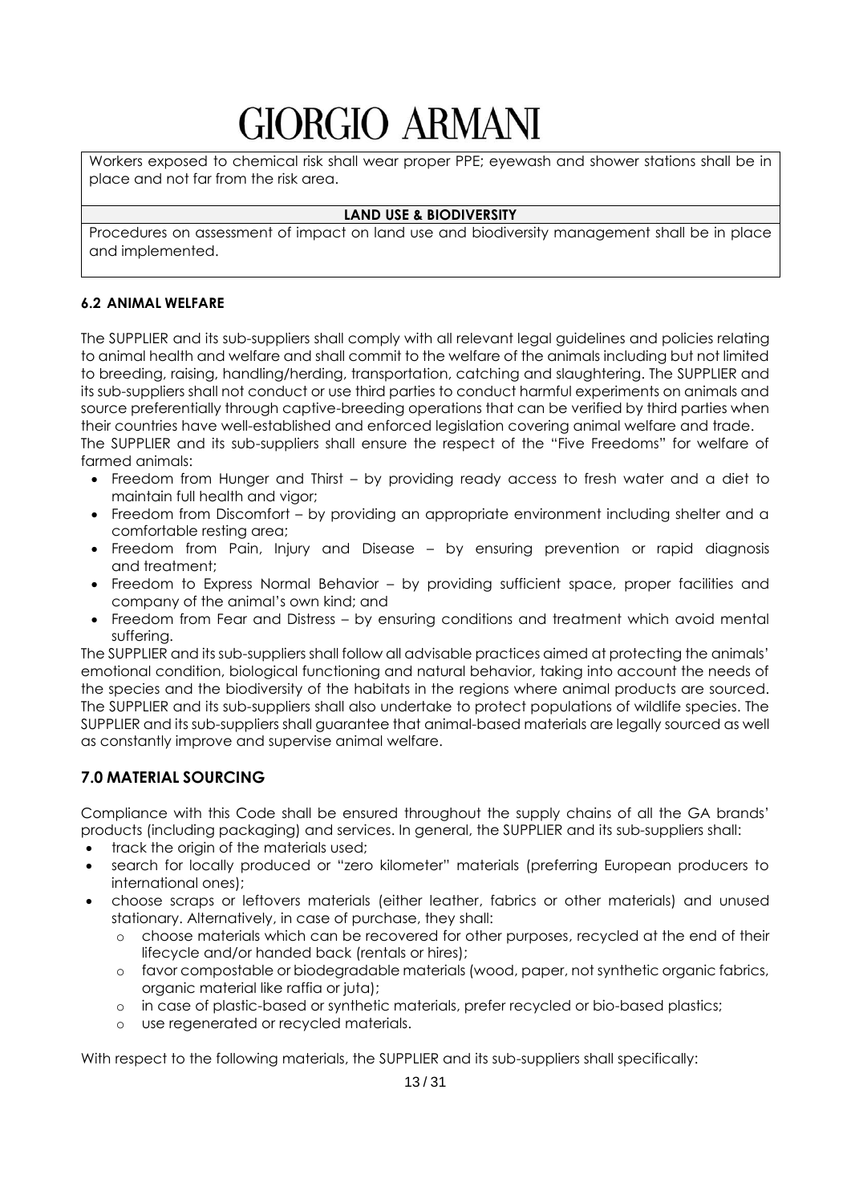Workers exposed to chemical risk shall wear proper PPE; eyewash and shower stations shall be in place and not far from the risk area.

| LAND USE & BIODIVERSITY |
| --- |
| Procedures on assessment of impact on land use and biodiversity management shall be in place and implemented. |

### 6.2 ANIMAL WELFARE

The SUPPLIER and its sub-suppliers shall comply with all relevant legal guidelines and policies relating to animal health and welfare and shall commit to the welfare of the animals including but not limited to breeding, raising, handling/herding, transportation, catching and slaughtering. The SUPPLIER and its sub-suppliers shall not conduct or use third parties to conduct harmful experiments on animals and source preferentially through captive-breeding operations that can be verified by third parties when their countries have well-established and enforced legislation covering animal welfare and trade.
The SUPPLIER and its sub-suppliers shall ensure the respect of the "Five Freedoms" for welfare of farmed animals:

- Freedom from Hunger and Thirst – by providing ready access to fresh water and a diet to maintain full health and vigor;
- Freedom from Discomfort – by providing an appropriate environment including shelter and a comfortable resting area;
- Freedom from Pain, Injury and Disease – by ensuring prevention or rapid diagnosis and treatment;
- Freedom to Express Normal Behavior – by providing sufficient space, proper facilities and company of the animal's own kind; and
- Freedom from Fear and Distress – by ensuring conditions and treatment which avoid mental suffering.

The SUPPLIER and its sub-suppliers shall follow all advisable practices aimed at protecting the animals' emotional condition, biological functioning and natural behavior, taking into account the needs of the species and the biodiversity of the habitats in the regions where animal products are sourced. The SUPPLIER and its sub-suppliers shall also undertake to protect populations of wildlife species. The SUPPLIER and its sub-suppliers shall guarantee that animal-based materials are legally sourced as well as constantly improve and supervise animal welfare.

## 7.0 MATERIAL SOURCING

Compliance with this Code shall be ensured throughout the supply chains of all the GA brands' products (including packaging) and services. In general, the SUPPLIER and its sub-suppliers shall:

- track the origin of the materials used;
- search for locally produced or "zero kilometer" materials (preferring European producers to international ones);
- choose scraps or leftovers materials (either leather, fabrics or other materials) and unused stationary. Alternatively, in case of purchase, they shall:
  - choose materials which can be recovered for other purposes, recycled at the end of their lifecycle and/or handed back (rentals or hires);
  - favor compostable or biodegradable materials (wood, paper, not synthetic organic fabrics, organic material like raffia or juta);
  - in case of plastic-based or synthetic materials, prefer recycled or bio-based plastics;
  - use regenerated or recycled materials.

With respect to the following materials, the SUPPLIER and its sub-suppliers shall specifically: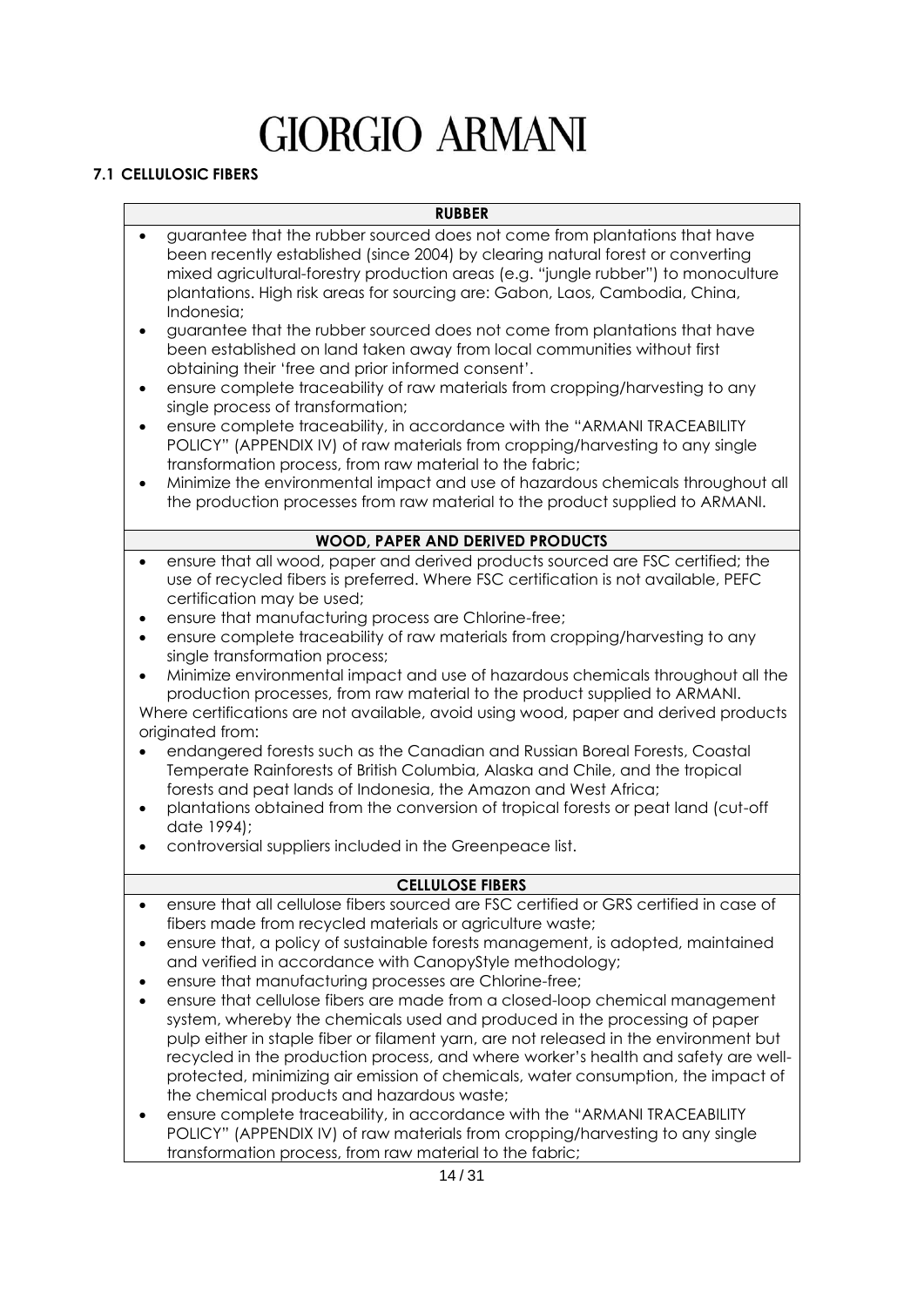### 7.1 CELLULOSIC FIBERS

| RUBBER |
|---|
| • guarantee that the rubber sourced does not come from plantations that have been recently established (since 2004) by clearing natural forest or converting mixed agricultural-forestry production areas (e.g. "jungle rubber") to monoculture plantations. High risk areas for sourcing are: Gabon, Laos, Cambodia, China, Indonesia;<br>• guarantee that the rubber sourced does not come from plantations that have been established on land taken away from local communities without first obtaining their 'free and prior informed consent'.<br>• ensure complete traceability of raw materials from cropping/harvesting to any single process of transformation;<br>• ensure complete traceability, in accordance with the "ARMANI TRACEABILITY POLICY" (APPENDIX IV) of raw materials from cropping/harvesting to any single transformation process, from raw material to the fabric;<br>• Minimize the environmental impact and use of hazardous chemicals throughout all the production processes from raw material to the product supplied to ARMANI. |
| **WOOD, PAPER AND DERIVED PRODUCTS** |
| • ensure that all wood, paper and derived products sourced are FSC certified; the use of recycled fibers is preferred. Where FSC certification is not available, PEFC certification may be used;<br>• ensure that manufacturing process are Chlorine-free;<br>• ensure complete traceability of raw materials from cropping/harvesting to any single transformation process;<br>• Minimize environmental impact and use of hazardous chemicals throughout all the production processes, from raw material to the product supplied to ARMANI.<br>Where certifications are not available, avoid using wood, paper and derived products originated from:<br>• endangered forests such as the Canadian and Russian Boreal Forests, Coastal Temperate Rainforests of British Columbia, Alaska and Chile, and the tropical forests and peat lands of Indonesia, the Amazon and West Africa;<br>• plantations obtained from the conversion of tropical forests or peat land (cut-off date 1994);<br>• controversial suppliers included in the Greenpeace list. |
| **CELLULOSE FIBERS** |
| • ensure that all cellulose fibers sourced are FSC certified or GRS certified in case of fibers made from recycled materials or agriculture waste;<br>• ensure that, a policy of sustainable forests management, is adopted, maintained and verified in accordance with CanopyStyle methodology;<br>• ensure that manufacturing processes are Chlorine-free;<br>• ensure that cellulose fibers are made from a closed-loop chemical management system, whereby the chemicals used and produced in the processing of paper pulp either in staple fiber or filament yarn, are not released in the environment but recycled in the production process, and where worker's health and safety are well-protected, minimizing air emission of chemicals, water consumption, the impact of the chemical products and hazardous waste;<br>• ensure complete traceability, in accordance with the "ARMANI TRACEABILITY POLICY" (APPENDIX IV) of raw materials from cropping/harvesting to any single transformation process, from raw material to the fabric; |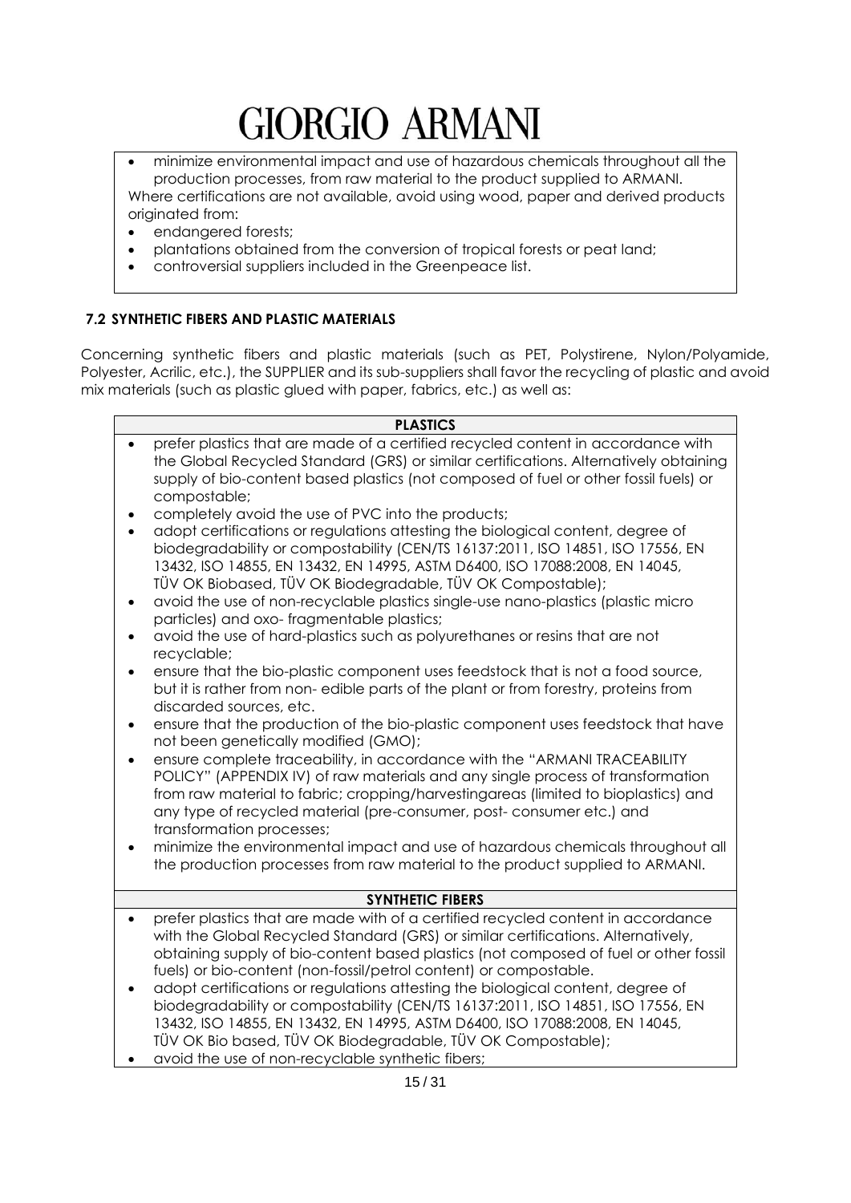- minimize environmental impact and use of hazardous chemicals throughout all the production processes, from raw material to the product supplied to ARMANI.

Where certifications are not available, avoid using wood, paper and derived products originated from:

- endangered forests;
- plantations obtained from the conversion of tropical forests or peat land;
- controversial suppliers included in the Greenpeace list.

### 7.2 SYNTHETIC FIBERS AND PLASTIC MATERIALS

Concerning synthetic fibers and plastic materials (such as PET, Polystirene, Nylon/Polyamide, Polyester, Acrilic, etc.), the SUPPLIER and its sub-suppliers shall favor the recycling of plastic and avoid mix materials (such as plastic glued with paper, fabrics, etc.) as well as:

**PLASTICS**

- prefer plastics that are made of a certified recycled content in accordance with the Global Recycled Standard (GRS) or similar certifications. Alternatively obtaining supply of bio-content based plastics (not composed of fuel or other fossil fuels) or compostable;
- completely avoid the use of PVC into the products;
- adopt certifications or regulations attesting the biological content, degree of biodegradability or compostability (CEN/TS 16137:2011, ISO 14851, ISO 17556, EN 13432, ISO 14855, EN 13432, EN 14995, ASTM D6400, ISO 17088:2008, EN 14045, TÜV OK Biobased, TÜV OK Biodegradable, TÜV OK Compostable);
- avoid the use of non-recyclable plastics single-use nano-plastics (plastic micro particles) and oxo- fragmentable plastics;
- avoid the use of hard-plastics such as polyurethanes or resins that are not recyclable;
- ensure that the bio-plastic component uses feedstock that is not a food source, but it is rather from non- edible parts of the plant or from forestry, proteins from discarded sources, etc.
- ensure that the production of the bio-plastic component uses feedstock that have not been genetically modified (GMO);
- ensure complete traceability, in accordance with the "ARMANI TRACEABILITY POLICY" (APPENDIX IV) of raw materials and any single process of transformation from raw material to fabric; cropping/harvestingareas (limited to bioplastics) and any type of recycled material (pre-consumer, post- consumer etc.) and transformation processes;
- minimize the environmental impact and use of hazardous chemicals throughout all the production processes from raw material to the product supplied to ARMANI.

**SYNTHETIC FIBERS**

- prefer plastics that are made with of a certified recycled content in accordance with the Global Recycled Standard (GRS) or similar certifications. Alternatively, obtaining supply of bio-content based plastics (not composed of fuel or other fossil fuels) or bio-content (non-fossil/petrol content) or compostable.
- adopt certifications or regulations attesting the biological content, degree of biodegradability or compostability (CEN/TS 16137:2011, ISO 14851, ISO 17556, EN 13432, ISO 14855, EN 13432, EN 14995, ASTM D6400, ISO 17088:2008, EN 14045, TÜV OK Bio based, TÜV OK Biodegradable, TÜV OK Compostable);
- avoid the use of non-recyclable synthetic fibers;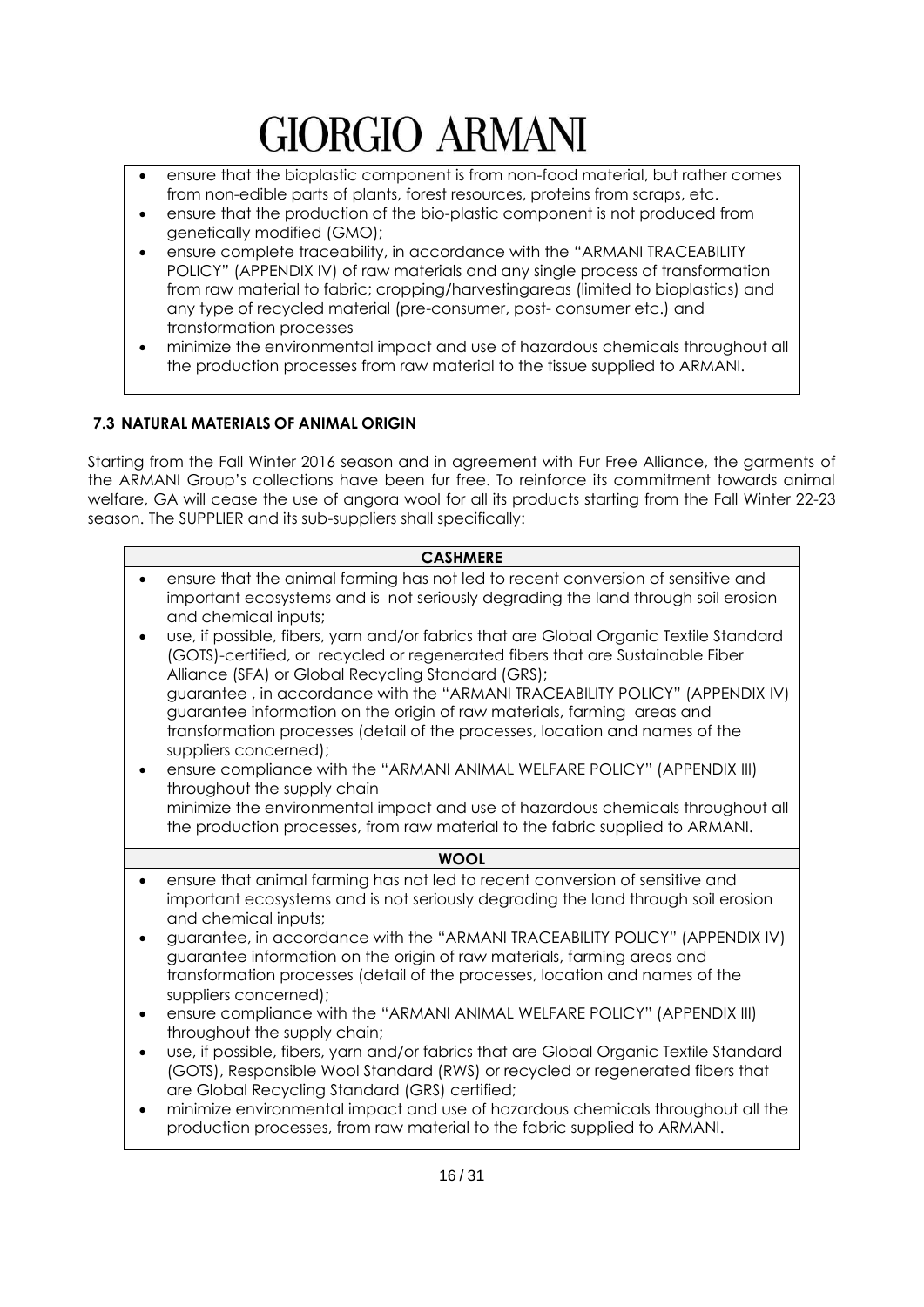- ensure that the bioplastic component is from non-food material, but rather comes from non-edible parts of plants, forest resources, proteins from scraps, etc.
- ensure that the production of the bio-plastic component is not produced from genetically modified (GMO);
- ensure complete traceability, in accordance with the "ARMANI TRACEABILITY POLICY" (APPENDIX IV) of raw materials and any single process of transformation from raw material to fabric; cropping/harvestingareas (limited to bioplastics) and any type of recycled material (pre-consumer, post- consumer etc.) and transformation processes
- minimize the environmental impact and use of hazardous chemicals throughout all the production processes from raw material to the tissue supplied to ARMANI.

### 7.3 NATURAL MATERIALS OF ANIMAL ORIGIN

Starting from the Fall Winter 2016 season and in agreement with Fur Free Alliance, the garments of the ARMANI Group's collections have been fur free. To reinforce its commitment towards animal welfare, GA will cease the use of angora wool for all its products starting from the Fall Winter 22-23 season. The SUPPLIER and its sub-suppliers shall specifically:

| CASHMERE |
| --- |
| • ensure that the animal farming has not led to recent conversion of sensitive and important ecosystems and is not seriously degrading the land through soil erosion and chemical inputs;<br>• use, if possible, fibers, yarn and/or fabrics that are Global Organic Textile Standard (GOTS)-certified, or recycled or regenerated fibers that are Sustainable Fiber Alliance (SFA) or Global Recycling Standard (GRS);<br>guarantee , in accordance with the "ARMANI TRACEABILITY POLICY" (APPENDIX IV) guarantee information on the origin of raw materials, farming areas and transformation processes (detail of the processes, location and names of the suppliers concerned);<br>• ensure compliance with the "ARMANI ANIMAL WELFARE POLICY" (APPENDIX III) throughout the supply chain<br>minimize the environmental impact and use of hazardous chemicals throughout all the production processes, from raw material to the fabric supplied to ARMANI. |

| WOOL |
| --- |
| • ensure that animal farming has not led to recent conversion of sensitive and important ecosystems and is not seriously degrading the land through soil erosion and chemical inputs;<br>• guarantee, in accordance with the "ARMANI TRACEABILITY POLICY" (APPENDIX IV) guarantee information on the origin of raw materials, farming areas and transformation processes (detail of the processes, location and names of the suppliers concerned);<br>• ensure compliance with the "ARMANI ANIMAL WELFARE POLICY" (APPENDIX III) throughout the supply chain;<br>• use, if possible, fibers, yarn and/or fabrics that are Global Organic Textile Standard (GOTS), Responsible Wool Standard (RWS) or recycled or regenerated fibers that are Global Recycling Standard (GRS) certified;<br>• minimize environmental impact and use of hazardous chemicals throughout all the production processes, from raw material to the fabric supplied to ARMANI. |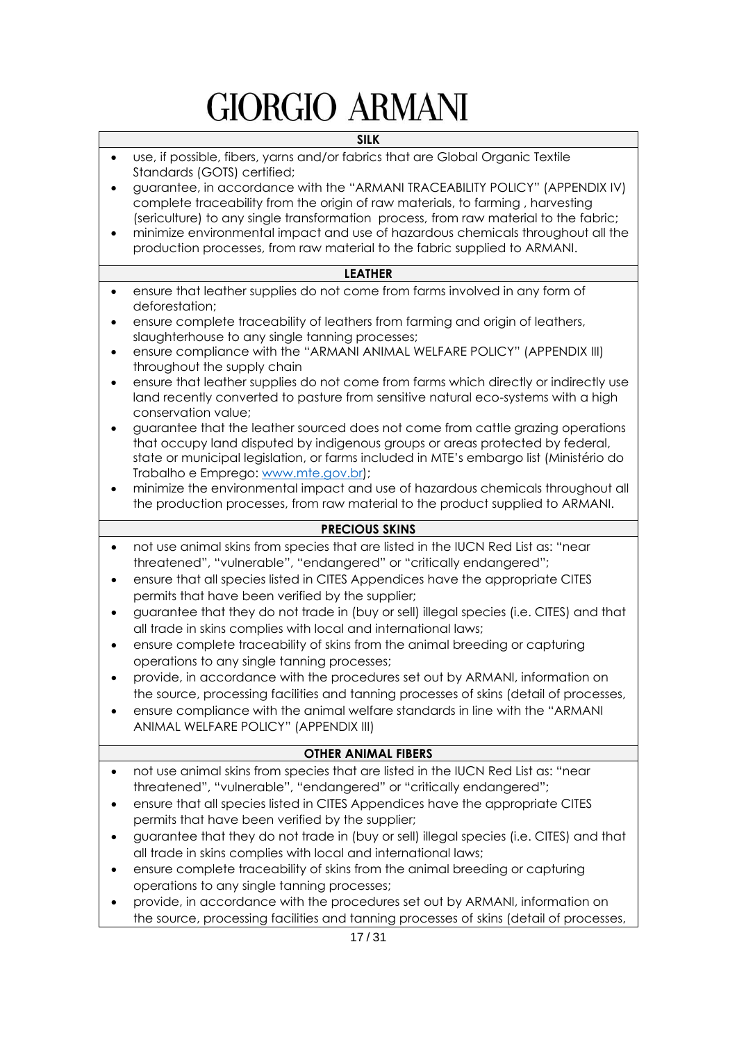**SILK**

- use, if possible, fibers, yarns and/or fabrics that are Global Organic Textile Standards (GOTS) certified;
- guarantee, in accordance with the "ARMANI TRACEABILITY POLICY" (APPENDIX IV) complete traceability from the origin of raw materials, to farming , harvesting (sericulture) to any single transformation process, from raw material to the fabric;
- minimize environmental impact and use of hazardous chemicals throughout all the production processes, from raw material to the fabric supplied to ARMANI.

**LEATHER**

- ensure that leather supplies do not come from farms involved in any form of deforestation;
- ensure complete traceability of leathers from farming and origin of leathers, slaughterhouse to any single tanning processes;
- ensure compliance with the "ARMANI ANIMAL WELFARE POLICY" (APPENDIX III) throughout the supply chain
- ensure that leather supplies do not come from farms which directly or indirectly use land recently converted to pasture from sensitive natural eco-systems with a high conservation value;
- guarantee that the leather sourced does not come from cattle grazing operations that occupy land disputed by indigenous groups or areas protected by federal, state or municipal legislation, or farms included in MTE's embargo list (Ministério do Trabalho e Emprego: www.mte.gov.br);
- minimize the environmental impact and use of hazardous chemicals throughout all the production processes, from raw material to the product supplied to ARMANI.

**PRECIOUS SKINS**

- not use animal skins from species that are listed in the IUCN Red List as: "near threatened", "vulnerable", "endangered" or "critically endangered";
- ensure that all species listed in CITES Appendices have the appropriate CITES permits that have been verified by the supplier;
- guarantee that they do not trade in (buy or sell) illegal species (i.e. CITES) and that all trade in skins complies with local and international laws;
- ensure complete traceability of skins from the animal breeding or capturing operations to any single tanning processes;
- provide, in accordance with the procedures set out by ARMANI, information on the source, processing facilities and tanning processes of skins (detail of processes,
- ensure compliance with the animal welfare standards in line with the "ARMANI ANIMAL WELFARE POLICY" (APPENDIX III)

**OTHER ANIMAL FIBERS**

- not use animal skins from species that are listed in the IUCN Red List as: "near threatened", "vulnerable", "endangered" or "critically endangered";
- ensure that all species listed in CITES Appendices have the appropriate CITES permits that have been verified by the supplier;
- guarantee that they do not trade in (buy or sell) illegal species (i.e. CITES) and that all trade in skins complies with local and international laws;
- ensure complete traceability of skins from the animal breeding or capturing operations to any single tanning processes;
- provide, in accordance with the procedures set out by ARMANI, information on the source, processing facilities and tanning processes of skins (detail of processes,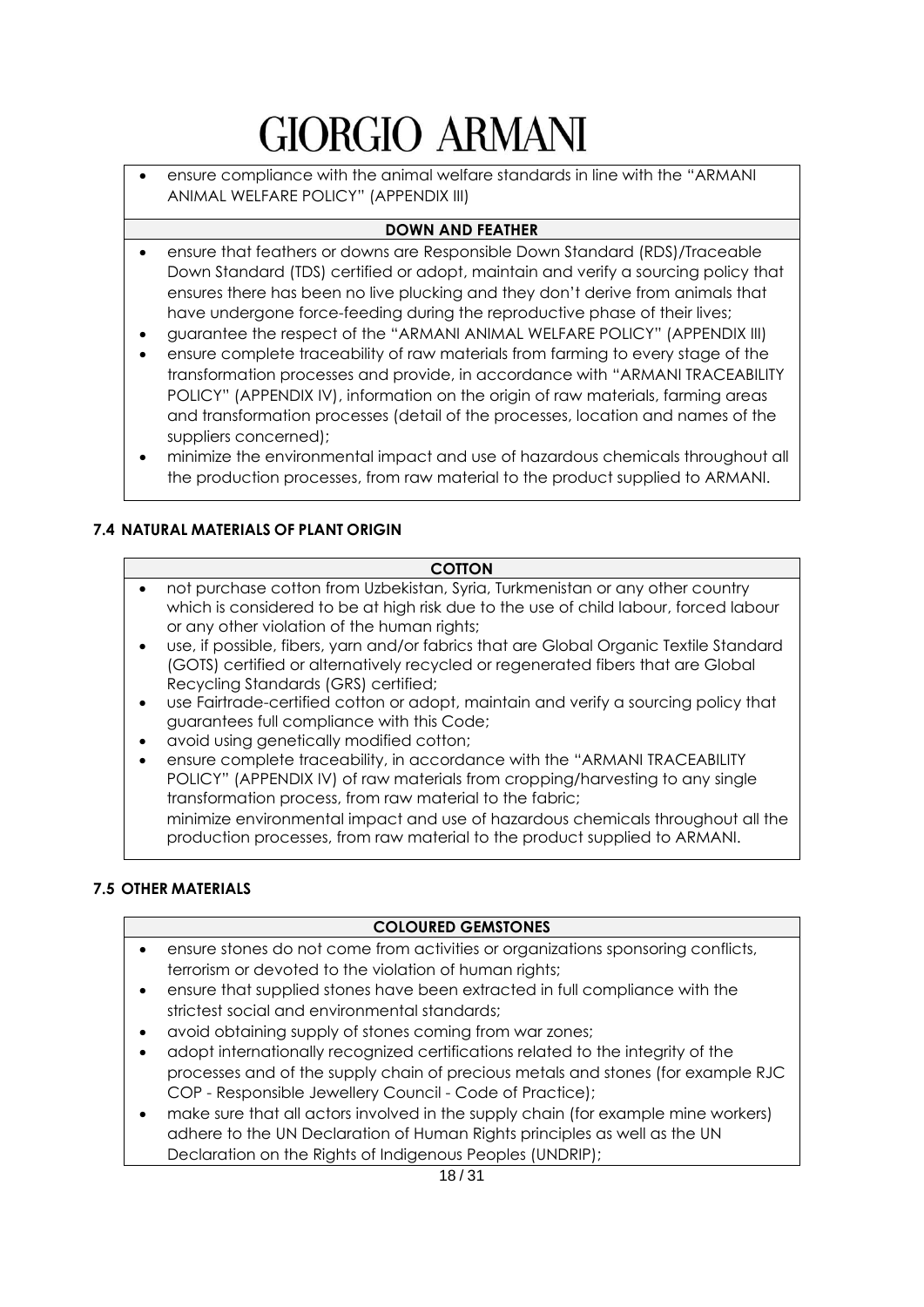- ensure compliance with the animal welfare standards in line with the "ARMANI ANIMAL WELFARE POLICY" (APPENDIX III)

**DOWN AND FEATHER**

- ensure that feathers or downs are Responsible Down Standard (RDS)/Traceable Down Standard (TDS) certified or adopt, maintain and verify a sourcing policy that ensures there has been no live plucking and they don't derive from animals that have undergone force-feeding during the reproductive phase of their lives;
- guarantee the respect of the "ARMANI ANIMAL WELFARE POLICY" (APPENDIX III)
- ensure complete traceability of raw materials from farming to every stage of the transformation processes and provide, in accordance with "ARMANI TRACEABILITY POLICY" (APPENDIX IV), information on the origin of raw materials, farming areas and transformation processes (detail of the processes, location and names of the suppliers concerned);
- minimize the environmental impact and use of hazardous chemicals throughout all the production processes, from raw material to the product supplied to ARMANI.

### 7.4 NATURAL MATERIALS OF PLANT ORIGIN

**COTTON**

- not purchase cotton from Uzbekistan, Syria, Turkmenistan or any other country which is considered to be at high risk due to the use of child labour, forced labour or any other violation of the human rights;
- use, if possible, fibers, yarn and/or fabrics that are Global Organic Textile Standard (GOTS) certified or alternatively recycled or regenerated fibers that are Global Recycling Standards (GRS) certified;
- use Fairtrade-certified cotton or adopt, maintain and verify a sourcing policy that guarantees full compliance with this Code;
- avoid using genetically modified cotton;
- ensure complete traceability, in accordance with the "ARMANI TRACEABILITY POLICY" (APPENDIX IV) of raw materials from cropping/harvesting to any single transformation process, from raw material to the fabric;
  minimize environmental impact and use of hazardous chemicals throughout all the production processes, from raw material to the product supplied to ARMANI.

### 7.5 OTHER MATERIALS

**COLOURED GEMSTONES**

- ensure stones do not come from activities or organizations sponsoring conflicts, terrorism or devoted to the violation of human rights;
- ensure that supplied stones have been extracted in full compliance with the strictest social and environmental standards;
- avoid obtaining supply of stones coming from war zones;
- adopt internationally recognized certifications related to the integrity of the processes and of the supply chain of precious metals and stones (for example RJC COP - Responsible Jewellery Council - Code of Practice);
- make sure that all actors involved in the supply chain (for example mine workers) adhere to the UN Declaration of Human Rights principles as well as the UN Declaration on the Rights of Indigenous Peoples (UNDRIP);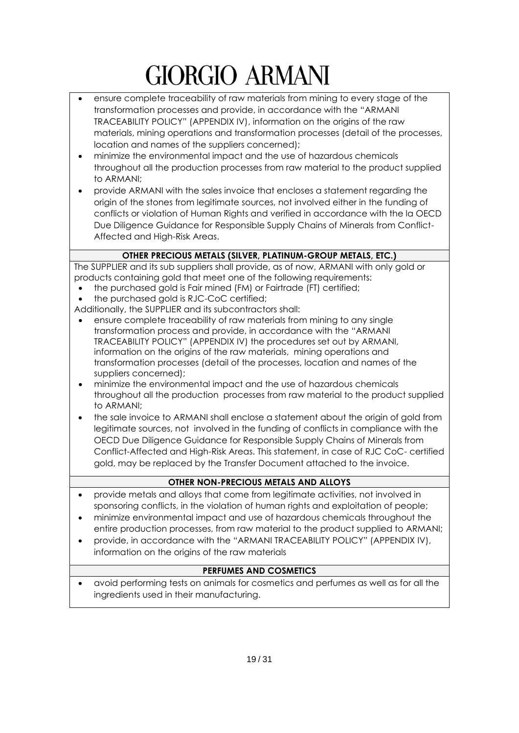- ensure complete traceability of raw materials from mining to every stage of the transformation processes and provide, in accordance with the "ARMANI TRACEABILITY POLICY" (APPENDIX IV), information on the origins of the raw materials, mining operations and transformation processes (detail of the processes, location and names of the suppliers concerned);
- minimize the environmental impact and the use of hazardous chemicals throughout all the production processes from raw material to the product supplied to ARMANI;
- provide ARMANI with the sales invoice that encloses a statement regarding the origin of the stones from legitimate sources, not involved either in the funding of conflicts or violation of Human Rights and verified in accordance with the la OECD Due Diligence Guidance for Responsible Supply Chains of Minerals from Conflict-Affected and High-Risk Areas.

**OTHER PRECIOUS METALS (SILVER, PLATINUM-GROUP METALS, ETC.)**

The SUPPLIER and its sub suppliers shall provide, as of now, ARMANI with only gold or products containing gold that meet one of the following requirements:

- the purchased gold is Fair mined (FM) or Fairtrade (FT) certified;
- the purchased gold is RJC-CoC certified;

Additionally, the SUPPLIER and its subcontractors shall:

- ensure complete traceability of raw materials from mining to any single transformation process and provide, in accordance with the "ARMANI TRACEABILITY POLICY" (APPENDIX IV) the procedures set out by ARMANI, information on the origins of the raw materials, mining operations and transformation processes (detail of the processes, location and names of the suppliers concerned);
- minimize the environmental impact and the use of hazardous chemicals throughout all the production processes from raw material to the product supplied to ARMANI;
- the sale invoice to ARMANI shall enclose a statement about the origin of gold from legitimate sources, not involved in the funding of conflicts in compliance with the OECD Due Diligence Guidance for Responsible Supply Chains of Minerals from Conflict-Affected and High-Risk Areas. This statement, in case of RJC CoC- certified gold, may be replaced by the Transfer Document attached to the invoice.

**OTHER NON-PRECIOUS METALS AND ALLOYS**

- provide metals and alloys that come from legitimate activities, not involved in sponsoring conflicts, in the violation of human rights and exploitation of people;
- minimize environmental impact and use of hazardous chemicals throughout the entire production processes, from raw material to the product supplied to ARMANI;
- provide, in accordance with the "ARMANI TRACEABILITY POLICY" (APPENDIX IV), information on the origins of the raw materials

**PERFUMES AND COSMETICS**

- avoid performing tests on animals for cosmetics and perfumes as well as for all the ingredients used in their manufacturing.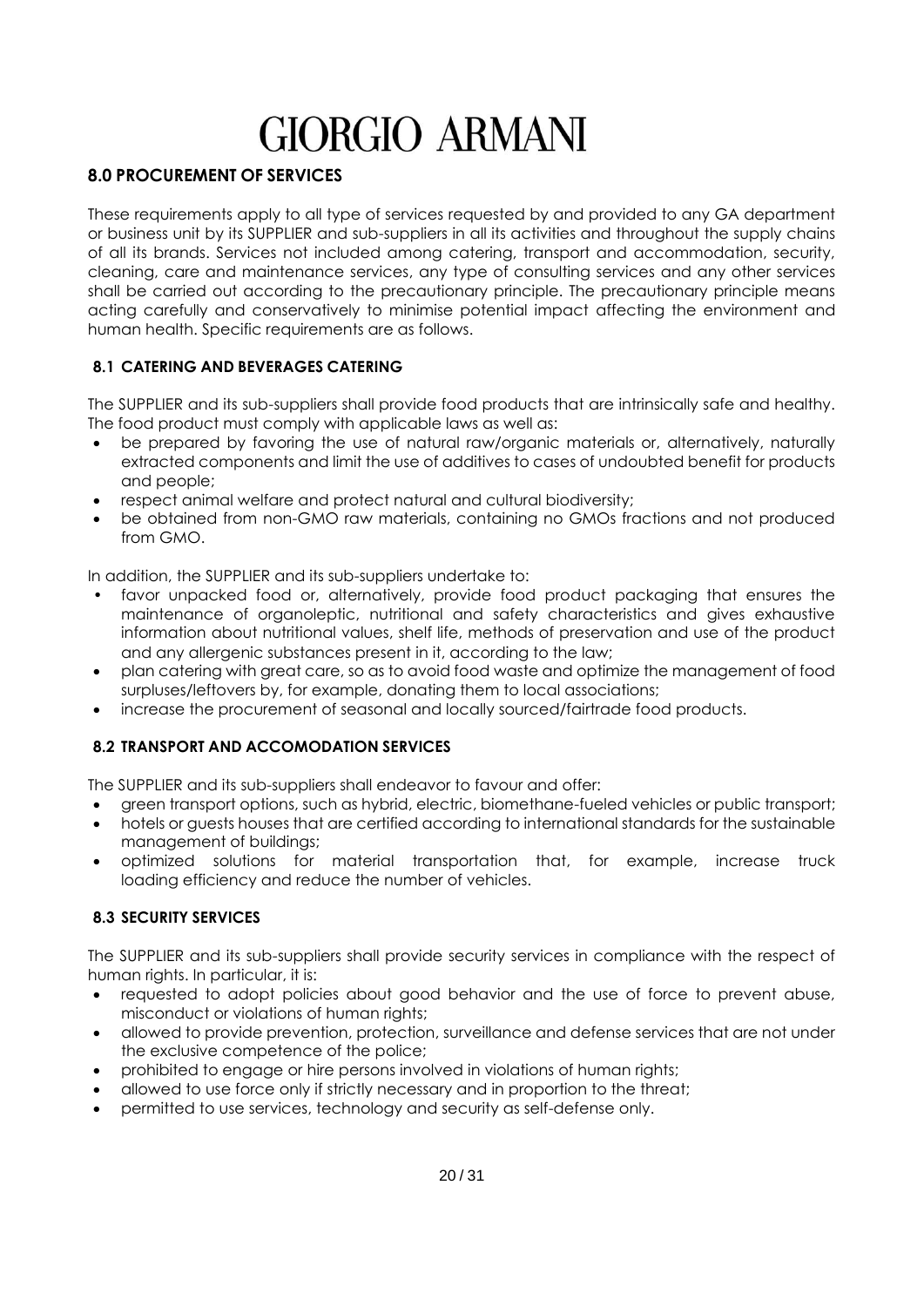## 8.0 PROCUREMENT OF SERVICES

These requirements apply to all type of services requested by and provided to any GA department or business unit by its SUPPLIER and sub-suppliers in all its activities and throughout the supply chains of all its brands. Services not included among catering, transport and accommodation, security, cleaning, care and maintenance services, any type of consulting services and any other services shall be carried out according to the precautionary principle. The precautionary principle means acting carefully and conservatively to minimise potential impact affecting the environment and human health. Specific requirements are as follows.

### 8.1 CATERING AND BEVERAGES CATERING

The SUPPLIER and its sub-suppliers shall provide food products that are intrinsically safe and healthy. The food product must comply with applicable laws as well as:

- be prepared by favoring the use of natural raw/organic materials or, alternatively, naturally extracted components and limit the use of additives to cases of undoubted benefit for products and people;
- respect animal welfare and protect natural and cultural biodiversity;
- be obtained from non-GMO raw materials, containing no GMOs fractions and not produced from GMO.

In addition, the SUPPLIER and its sub-suppliers undertake to:

- favor unpacked food or, alternatively, provide food product packaging that ensures the maintenance of organoleptic, nutritional and safety characteristics and gives exhaustive information about nutritional values, shelf life, methods of preservation and use of the product and any allergenic substances present in it, according to the law;
- plan catering with great care, so as to avoid food waste and optimize the management of food surpluses/leftovers by, for example, donating them to local associations;
- increase the procurement of seasonal and locally sourced/fairtrade food products.

### 8.2 TRANSPORT AND ACCOMODATION SERVICES

The SUPPLIER and its sub-suppliers shall endeavor to favour and offer:

- green transport options, such as hybrid, electric, biomethane-fueled vehicles or public transport;
- hotels or guests houses that are certified according to international standards for the sustainable management of buildings;
- optimized solutions for material transportation that, for example, increase truck loading efficiency and reduce the number of vehicles.

### 8.3 SECURITY SERVICES

The SUPPLIER and its sub-suppliers shall provide security services in compliance with the respect of human rights. In particular, it is:

- requested to adopt policies about good behavior and the use of force to prevent abuse, misconduct or violations of human rights;
- allowed to provide prevention, protection, surveillance and defense services that are not under the exclusive competence of the police;
- prohibited to engage or hire persons involved in violations of human rights;
- allowed to use force only if strictly necessary and in proportion to the threat;
- permitted to use services, technology and security as self-defense only.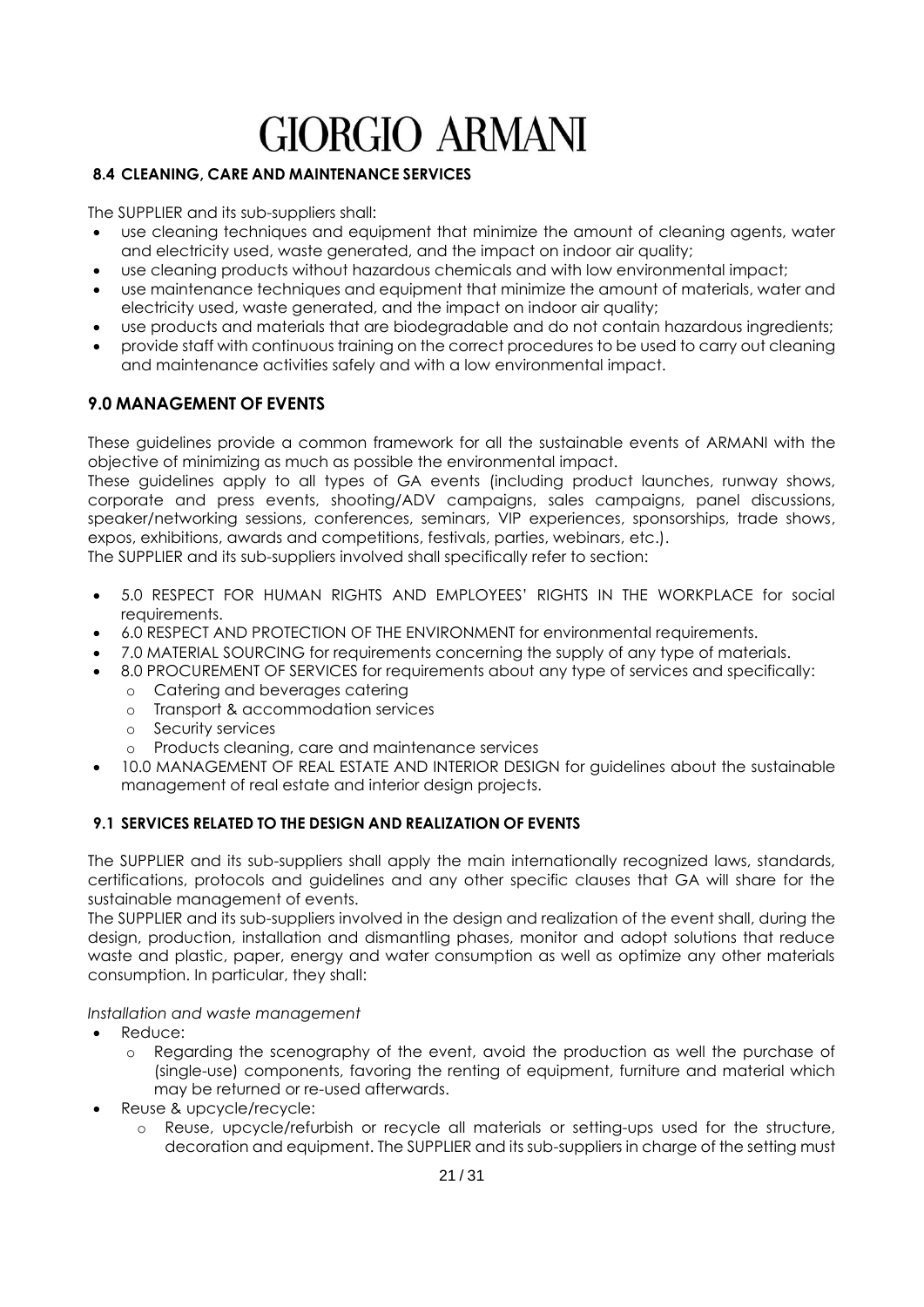### 8.4 CLEANING, CARE AND MAINTENANCE SERVICES

The SUPPLIER and its sub-suppliers shall:

- use cleaning techniques and equipment that minimize the amount of cleaning agents, water and electricity used, waste generated, and the impact on indoor air quality;
- use cleaning products without hazardous chemicals and with low environmental impact;
- use maintenance techniques and equipment that minimize the amount of materials, water and electricity used, waste generated, and the impact on indoor air quality;
- use products and materials that are biodegradable and do not contain hazardous ingredients;
- provide staff with continuous training on the correct procedures to be used to carry out cleaning and maintenance activities safely and with a low environmental impact.

## 9.0 MANAGEMENT OF EVENTS

These guidelines provide a common framework for all the sustainable events of ARMANI with the objective of minimizing as much as possible the environmental impact.

These guidelines apply to all types of GA events (including product launches, runway shows, corporate and press events, shooting/ADV campaigns, sales campaigns, panel discussions, speaker/networking sessions, conferences, seminars, VIP experiences, sponsorships, trade shows, expos, exhibitions, awards and competitions, festivals, parties, webinars, etc.).

The SUPPLIER and its sub-suppliers involved shall specifically refer to section:

- 5.0 RESPECT FOR HUMAN RIGHTS AND EMPLOYEES' RIGHTS IN THE WORKPLACE for social requirements.
- 6.0 RESPECT AND PROTECTION OF THE ENVIRONMENT for environmental requirements.
- 7.0 MATERIAL SOURCING for requirements concerning the supply of any type of materials.
- 8.0 PROCUREMENT OF SERVICES for requirements about any type of services and specifically:
  - Catering and beverages catering
  - Transport & accommodation services
  - Security services
  - Products cleaning, care and maintenance services
- 10.0 MANAGEMENT OF REAL ESTATE AND INTERIOR DESIGN for guidelines about the sustainable management of real estate and interior design projects.

### 9.1 SERVICES RELATED TO THE DESIGN AND REALIZATION OF EVENTS

The SUPPLIER and its sub-suppliers shall apply the main internationally recognized laws, standards, certifications, protocols and guidelines and any other specific clauses that GA will share for the sustainable management of events.

The SUPPLIER and its sub-suppliers involved in the design and realization of the event shall, during the design, production, installation and dismantling phases, monitor and adopt solutions that reduce waste and plastic, paper, energy and water consumption as well as optimize any other materials consumption. In particular, they shall:

*Installation and waste management*

- Reduce:
  - Regarding the scenography of the event, avoid the production as well the purchase of (single-use) components, favoring the renting of equipment, furniture and material which may be returned or re-used afterwards.
- Reuse & upcycle/recycle:
  - Reuse, upcycle/refurbish or recycle all materials or setting-ups used for the structure, decoration and equipment. The SUPPLIER and its sub-suppliers in charge of the setting must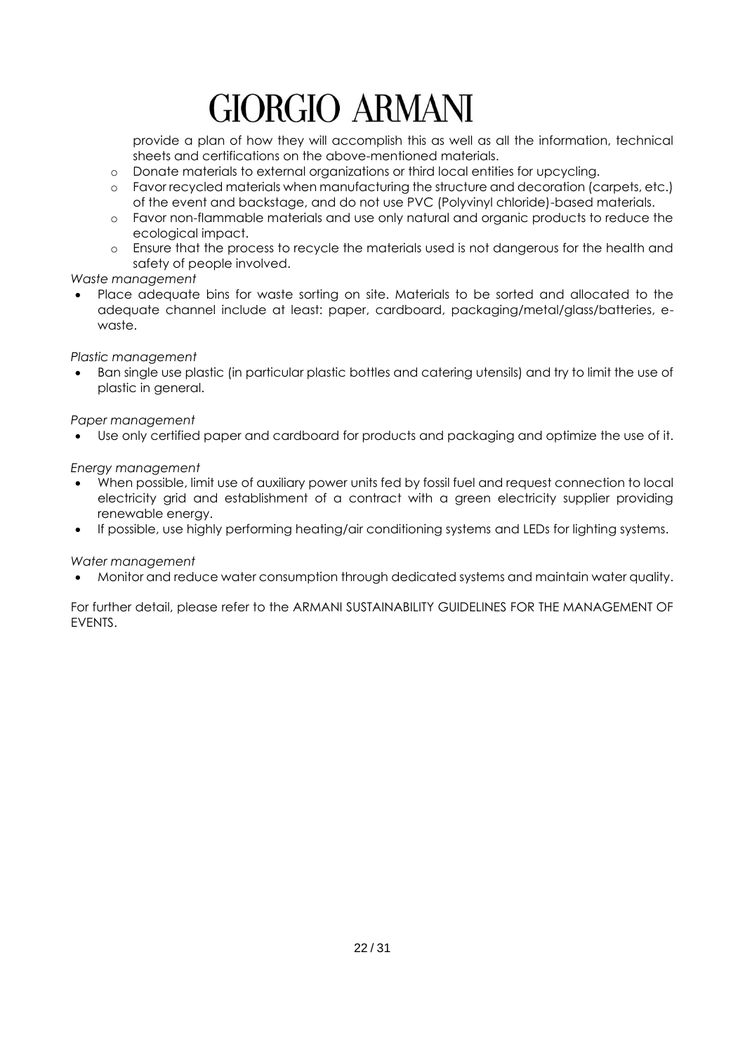provide a plan of how they will accomplish this as well as all the information, technical sheets and certifications on the above-mentioned materials.
  - Donate materials to external organizations or third local entities for upcycling.
  - Favor recycled materials when manufacturing the structure and decoration (carpets, etc.) of the event and backstage, and do not use PVC (Polyvinyl chloride)-based materials.
  - Favor non-flammable materials and use only natural and organic products to reduce the ecological impact.
  - Ensure that the process to recycle the materials used is not dangerous for the health and safety of people involved.

*Waste management*

- Place adequate bins for waste sorting on site. Materials to be sorted and allocated to the adequate channel include at least: paper, cardboard, packaging/metal/glass/batteries, e-waste.

*Plastic management*

- Ban single use plastic (in particular plastic bottles and catering utensils) and try to limit the use of plastic in general.

*Paper management*

- Use only certified paper and cardboard for products and packaging and optimize the use of it.

*Energy management*

- When possible, limit use of auxiliary power units fed by fossil fuel and request connection to local electricity grid and establishment of a contract with a green electricity supplier providing renewable energy.
- If possible, use highly performing heating/air conditioning systems and LEDs for lighting systems.

*Water management*

- Monitor and reduce water consumption through dedicated systems and maintain water quality.

For further detail, please refer to the ARMANI SUSTAINABILITY GUIDELINES FOR THE MANAGEMENT OF EVENTS.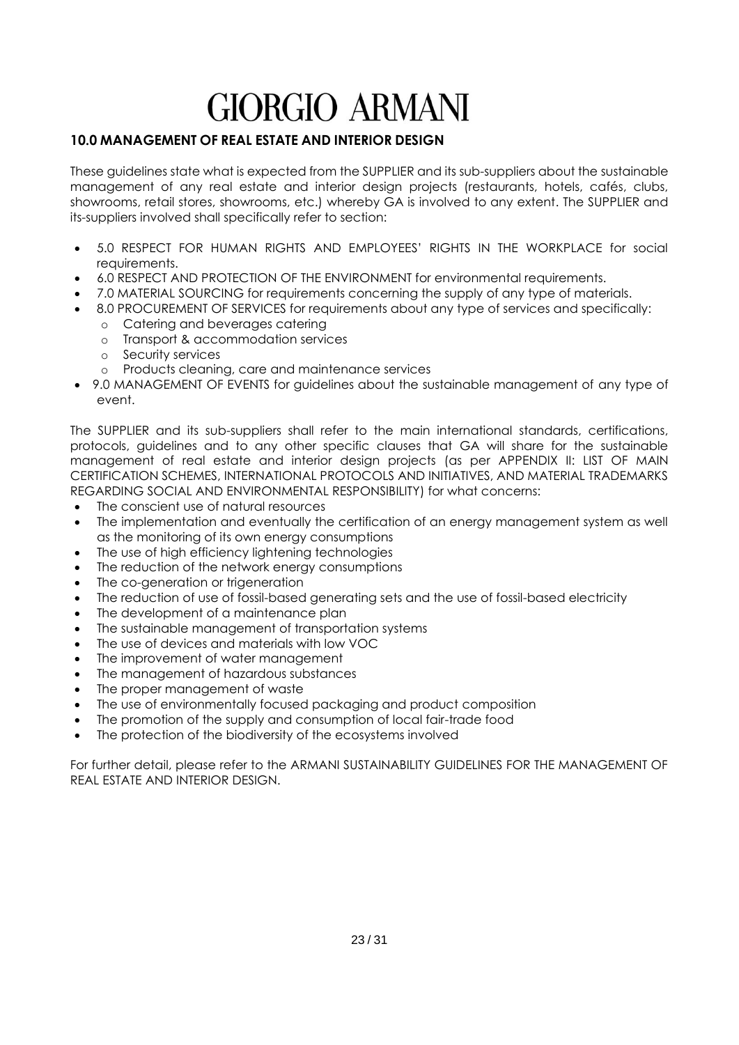# GIORGIO ARMANI

## 10.0 MANAGEMENT OF REAL ESTATE AND INTERIOR DESIGN

These guidelines state what is expected from the SUPPLIER and its sub-suppliers about the sustainable management of any real estate and interior design projects (restaurants, hotels, cafés, clubs, showrooms, retail stores, showrooms, etc.) whereby GA is involved to any extent. The SUPPLIER and its-suppliers involved shall specifically refer to section:

- 5.0 RESPECT FOR HUMAN RIGHTS AND EMPLOYEES' RIGHTS IN THE WORKPLACE for social requirements.
- 6.0 RESPECT AND PROTECTION OF THE ENVIRONMENT for environmental requirements.
- 7.0 MATERIAL SOURCING for requirements concerning the supply of any type of materials.
- 8.0 PROCUREMENT OF SERVICES for requirements about any type of services and specifically:
  - Catering and beverages catering
  - Transport & accommodation services
  - Security services
  - Products cleaning, care and maintenance services
- 9.0 MANAGEMENT OF EVENTS for guidelines about the sustainable management of any type of event.

The SUPPLIER and its sub-suppliers shall refer to the main international standards, certifications, protocols, guidelines and to any other specific clauses that GA will share for the sustainable management of real estate and interior design projects (as per APPENDIX II: LIST OF MAIN CERTIFICATION SCHEMES, INTERNATIONAL PROTOCOLS AND INITIATIVES, AND MATERIAL TRADEMARKS REGARDING SOCIAL AND ENVIRONMENTAL RESPONSIBILITY) for what concerns:

- The conscient use of natural resources
- The implementation and eventually the certification of an energy management system as well as the monitoring of its own energy consumptions
- The use of high efficiency lightening technologies
- The reduction of the network energy consumptions
- The co-generation or trigeneration
- The reduction of use of fossil-based generating sets and the use of fossil-based electricity
- The development of a maintenance plan
- The sustainable management of transportation systems
- The use of devices and materials with low VOC
- The improvement of water management
- The management of hazardous substances
- The proper management of waste
- The use of environmentally focused packaging and product composition
- The promotion of the supply and consumption of local fair-trade food
- The protection of the biodiversity of the ecosystems involved

For further detail, please refer to the ARMANI SUSTAINABILITY GUIDELINES FOR THE MANAGEMENT OF REAL ESTATE AND INTERIOR DESIGN.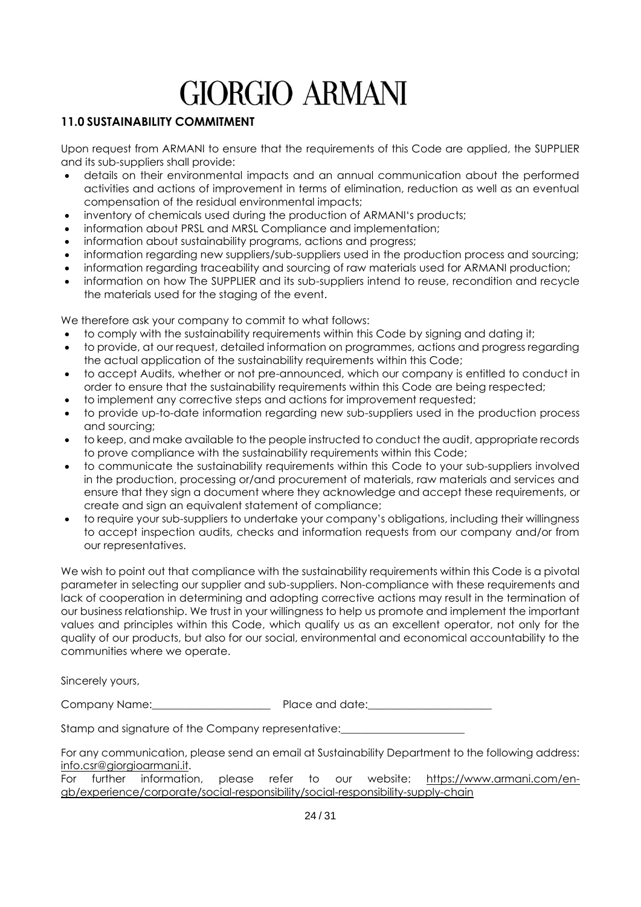# GIORGIO ARMANI

## 11.0 SUSTAINABILITY COMMITMENT

Upon request from ARMANI to ensure that the requirements of this Code are applied, the SUPPLIER and its sub-suppliers shall provide:

- details on their environmental impacts and an annual communication about the performed activities and actions of improvement in terms of elimination, reduction as well as an eventual compensation of the residual environmental impacts;
- inventory of chemicals used during the production of ARMANI's products;
- information about PRSL and MRSL Compliance and implementation;
- information about sustainability programs, actions and progress;
- information regarding new suppliers/sub-suppliers used in the production process and sourcing;
- information regarding traceability and sourcing of raw materials used for ARMANI production;
- information on how The SUPPLIER and its sub-suppliers intend to reuse, recondition and recycle the materials used for the staging of the event.

We therefore ask your company to commit to what follows:

- to comply with the sustainability requirements within this Code by signing and dating it;
- to provide, at our request, detailed information on programmes, actions and progress regarding the actual application of the sustainability requirements within this Code;
- to accept Audits, whether or not pre-announced, which our company is entitled to conduct in order to ensure that the sustainability requirements within this Code are being respected;
- to implement any corrective steps and actions for improvement requested;
- to provide up-to-date information regarding new sub-suppliers used in the production process and sourcing;
- to keep, and make available to the people instructed to conduct the audit, appropriate records to prove compliance with the sustainability requirements within this Code;
- to communicate the sustainability requirements within this Code to your sub-suppliers involved in the production, processing or/and procurement of materials, raw materials and services and ensure that they sign a document where they acknowledge and accept these requirements, or create and sign an equivalent statement of compliance;
- to require your sub-suppliers to undertake your company's obligations, including their willingness to accept inspection audits, checks and information requests from our company and/or from our representatives.

We wish to point out that compliance with the sustainability requirements within this Code is a pivotal parameter in selecting our supplier and sub-suppliers. Non-compliance with these requirements and lack of cooperation in determining and adopting corrective actions may result in the termination of our business relationship. We trust in your willingness to help us promote and implement the important values and principles within this Code, which qualify us as an excellent operator, not only for the quality of our products, but also for our social, environmental and economical accountability to the communities where we operate.

Sincerely yours,

Company Name:______________________ Place and date:______________________

Stamp and signature of the Company representative:______________________

For any communication, please send an email at Sustainability Department to the following address: info.csr@giorgioarmani.it.

For further information, please refer to our website: https://www.armani.com/en-gb/experience/corporate/social-responsibility/social-responsibility-supply-chain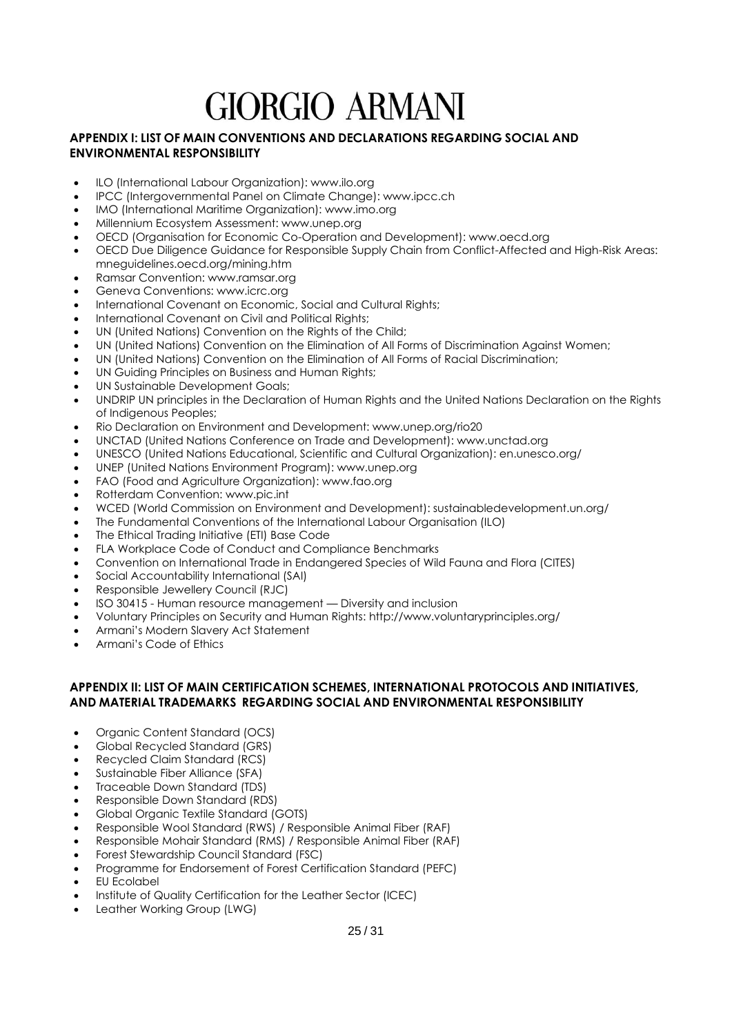## APPENDIX I: LIST OF MAIN CONVENTIONS AND DECLARATIONS REGARDING SOCIAL AND ENVIRONMENTAL RESPONSIBILITY

- ILO (International Labour Organization): www.ilo.org
- IPCC (Intergovernmental Panel on Climate Change): www.ipcc.ch
- IMO (International Maritime Organization): www.imo.org
- Millennium Ecosystem Assessment: www.unep.org
- OECD (Organisation for Economic Co-Operation and Development): www.oecd.org
- OECD Due Diligence Guidance for Responsible Supply Chain from Conflict-Affected and High-Risk Areas: mneguidelines.oecd.org/mining.htm
- Ramsar Convention: www.ramsar.org
- Geneva Conventions: www.icrc.org
- International Covenant on Economic, Social and Cultural Rights;
- International Covenant on Civil and Political Rights;
- UN (United Nations) Convention on the Rights of the Child;
- UN (United Nations) Convention on the Elimination of All Forms of Discrimination Against Women;
- UN (United Nations) Convention on the Elimination of All Forms of Racial Discrimination;
- UN Guiding Principles on Business and Human Rights;
- UN Sustainable Development Goals;
- UNDRIP UN principles in the Declaration of Human Rights and the United Nations Declaration on the Rights of Indigenous Peoples;
- Rio Declaration on Environment and Development: www.unep.org/rio20
- UNCTAD (United Nations Conference on Trade and Development): www.unctad.org
- UNESCO (United Nations Educational, Scientific and Cultural Organization): en.unesco.org/
- UNEP (United Nations Environment Program): www.unep.org
- FAO (Food and Agriculture Organization): www.fao.org
- Rotterdam Convention: www.pic.int
- WCED (World Commission on Environment and Development): sustainabledevelopment.un.org/
- The Fundamental Conventions of the International Labour Organisation (ILO)
- The Ethical Trading Initiative (ETI) Base Code
- FLA Workplace Code of Conduct and Compliance Benchmarks
- Convention on International Trade in Endangered Species of Wild Fauna and Flora (CITES)
- Social Accountability International (SAI)
- Responsible Jewellery Council (RJC)
- ISO 30415 - Human resource management — Diversity and inclusion
- Voluntary Principles on Security and Human Rights: http://www.voluntaryprinciples.org/
- Armani's Modern Slavery Act Statement
- Armani's Code of Ethics

## APPENDIX II: LIST OF MAIN CERTIFICATION SCHEMES, INTERNATIONAL PROTOCOLS AND INITIATIVES, AND MATERIAL TRADEMARKS REGARDING SOCIAL AND ENVIRONMENTAL RESPONSIBILITY

- Organic Content Standard (OCS)
- Global Recycled Standard (GRS)
- Recycled Claim Standard (RCS)
- Sustainable Fiber Alliance (SFA)
- Traceable Down Standard (TDS)
- Responsible Down Standard (RDS)
- Global Organic Textile Standard (GOTS)
- Responsible Wool Standard (RWS) / Responsible Animal Fiber (RAF)
- Responsible Mohair Standard (RMS) / Responsible Animal Fiber (RAF)
- Forest Stewardship Council Standard (FSC)
- Programme for Endorsement of Forest Certification Standard (PEFC)
- EU Ecolabel
- Institute of Quality Certification for the Leather Sector (ICEC)
- Leather Working Group (LWG)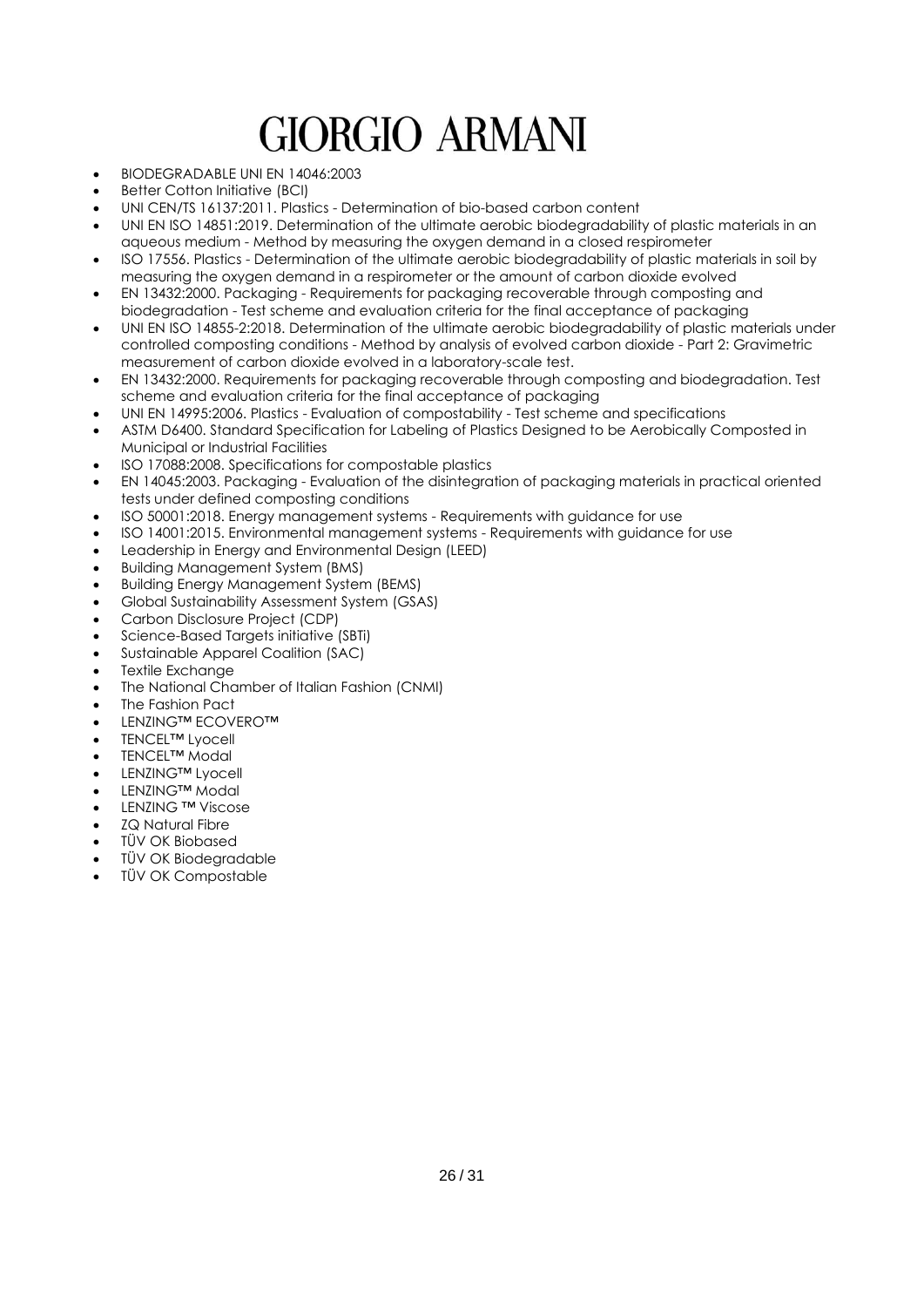- BIODEGRADABLE UNI EN 14046:2003
- Better Cotton Initiative (BCI)
- UNI CEN/TS 16137:2011. Plastics - Determination of bio-based carbon content
- UNI EN ISO 14851:2019. Determination of the ultimate aerobic biodegradability of plastic materials in an aqueous medium - Method by measuring the oxygen demand in a closed respirometer
- ISO 17556. Plastics - Determination of the ultimate aerobic biodegradability of plastic materials in soil by measuring the oxygen demand in a respirometer or the amount of carbon dioxide evolved
- EN 13432:2000. Packaging - Requirements for packaging recoverable through composting and biodegradation - Test scheme and evaluation criteria for the final acceptance of packaging
- UNI EN ISO 14855-2:2018. Determination of the ultimate aerobic biodegradability of plastic materials under controlled composting conditions - Method by analysis of evolved carbon dioxide - Part 2: Gravimetric measurement of carbon dioxide evolved in a laboratory-scale test.
- EN 13432:2000. Requirements for packaging recoverable through composting and biodegradation. Test scheme and evaluation criteria for the final acceptance of packaging
- UNI EN 14995:2006. Plastics - Evaluation of compostability - Test scheme and specifications
- ASTM D6400. Standard Specification for Labeling of Plastics Designed to be Aerobically Composted in Municipal or Industrial Facilities
- ISO 17088:2008. Specifications for compostable plastics
- EN 14045:2003. Packaging - Evaluation of the disintegration of packaging materials in practical oriented tests under defined composting conditions
- ISO 50001:2018. Energy management systems - Requirements with guidance for use
- ISO 14001:2015. Environmental management systems - Requirements with guidance for use
- Leadership in Energy and Environmental Design (LEED)
- Building Management System (BMS)
- Building Energy Management System (BEMS)
- Global Sustainability Assessment System (GSAS)
- Carbon Disclosure Project (CDP)
- Science-Based Targets initiative (SBTi)
- Sustainable Apparel Coalition (SAC)
- Textile Exchange
- The National Chamber of Italian Fashion (CNMI)
- The Fashion Pact
- LENZING™ ECOVERO™
- TENCEL™ Lyocell
- TENCEL™ Modal
- LENZING™ Lyocell
- LENZING™ Modal
- LENZING ™ Viscose
- ZQ Natural Fibre
- TÜV OK Biobased
- TÜV OK Biodegradable
- TÜV OK Compostable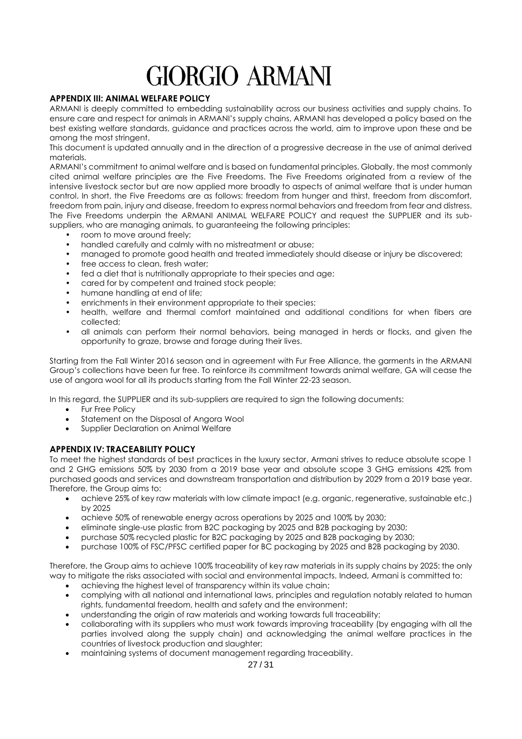# GIORGIO ARMANI

## APPENDIX III: ANIMAL WELFARE POLICY

ARMANI is deeply committed to embedding sustainability across our business activities and supply chains. To ensure care and respect for animals in ARMANI's supply chains, ARMANI has developed a policy based on the best existing welfare standards, guidance and practices across the world, aim to improve upon these and be among the most stringent.

This document is updated annually and in the direction of a progressive decrease in the use of animal derived materials.

ARMANI's commitment to animal welfare and is based on fundamental principles. Globally, the most commonly cited animal welfare principles are the Five Freedoms. The Five Freedoms originated from a review of the intensive livestock sector but are now applied more broadly to aspects of animal welfare that is under human control. In short, the Five Freedoms are as follows: freedom from hunger and thirst, freedom from discomfort, freedom from pain, injury and disease, freedom to express normal behaviors and freedom from fear and distress. The Five Freedoms underpin the ARMANI ANIMAL WELFARE POLICY and request the SUPPLIER and its sub-suppliers, who are managing animals, to guaranteeing the following principles:

- room to move around freely;
- handled carefully and calmly with no mistreatment or abuse;
- managed to promote good health and treated immediately should disease or injury be discovered;
- free access to clean, fresh water;
- fed a diet that is nutritionally appropriate to their species and age;
- cared for by competent and trained stock people;
- humane handling at end of life;
- enrichments in their environment appropriate to their species;
- health, welfare and thermal comfort maintained and additional conditions for when fibers are collected;
- all animals can perform their normal behaviors, being managed in herds or flocks, and given the opportunity to graze, browse and forage during their lives.

Starting from the Fall Winter 2016 season and in agreement with Fur Free Alliance, the garments in the ARMANI Group's collections have been fur free. To reinforce its commitment towards animal welfare, GA will cease the use of angora wool for all its products starting from the Fall Winter 22-23 season.

In this regard, the SUPPLIER and its sub-suppliers are required to sign the following documents:

- Fur Free Policy
- Statement on the Disposal of Angora Wool
- Supplier Declaration on Animal Welfare

## APPENDIX IV: TRACEABILITY POLICY

To meet the highest standards of best practices in the luxury sector, Armani strives to reduce absolute scope 1 and 2 GHG emissions 50% by 2030 from a 2019 base year and absolute scope 3 GHG emissions 42% from purchased goods and services and downstream transportation and distribution by 2029 from a 2019 base year. Therefore, the Group aims to:

- achieve 25% of key raw materials with low climate impact (e.g. organic, regenerative, sustainable etc.) by 2025
- achieve 50% of renewable energy across operations by 2025 and 100% by 2030;
- eliminate single-use plastic from B2C packaging by 2025 and B2B packaging by 2030;
- purchase 50% recycled plastic for B2C packaging by 2025 and B2B packaging by 2030;
- purchase 100% of FSC/PFSC certified paper for BC packaging by 2025 and B2B packaging by 2030.

Therefore, the Group aims to achieve 100% traceability of key raw materials in its supply chains by 2025: the only way to mitigate the risks associated with social and environmental impacts. Indeed, Armani is committed to:

- achieving the highest level of transparency within its value chain;
- complying with all national and international laws, principles and regulation notably related to human rights, fundamental freedom, health and safety and the environment;
- understanding the origin of raw materials and working towards full traceability;
- collaborating with its suppliers who must work towards improving traceability (by engaging with all the parties involved along the supply chain) and acknowledging the animal welfare practices in the countries of livestock production and slaughter;
- maintaining systems of document management regarding traceability.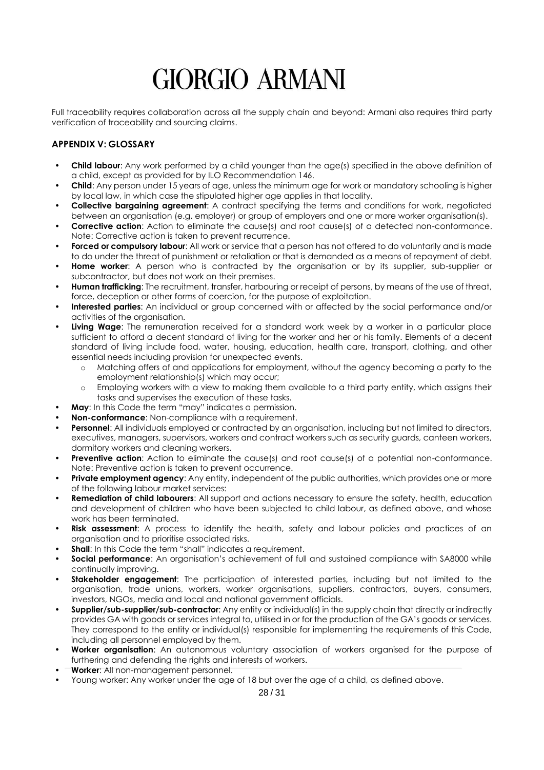Full traceability requires collaboration across all the supply chain and beyond: Armani also requires third party verification of traceability and sourcing claims.

### APPENDIX V: GLOSSARY

- **Child labour**: Any work performed by a child younger than the age(s) specified in the above definition of a child, except as provided for by ILO Recommendation 146.
- **Child**: Any person under 15 years of age, unless the minimum age for work or mandatory schooling is higher by local law, in which case the stipulated higher age applies in that locality.
- **Collective bargaining agreement**: A contract specifying the terms and conditions for work, negotiated between an organisation (e.g. employer) or group of employers and one or more worker organisation(s).
- **Corrective action**: Action to eliminate the cause(s) and root cause(s) of a detected non-conformance. Note: Corrective action is taken to prevent recurrence.
- **Forced or compulsory labour**: All work or service that a person has not offered to do voluntarily and is made to do under the threat of punishment or retaliation or that is demanded as a means of repayment of debt.
- **Home worker**: A person who is contracted by the organisation or by its supplier, sub-supplier or subcontractor, but does not work on their premises.
- **Human trafficking**: The recruitment, transfer, harbouring or receipt of persons, by means of the use of threat, force, deception or other forms of coercion, for the purpose of exploitation.
- **Interested parties**: An individual or group concerned with or affected by the social performance and/or activities of the organisation.
- **Living Wage**: The remuneration received for a standard work week by a worker in a particular place sufficient to afford a decent standard of living for the worker and her or his family. Elements of a decent standard of living include food, water, housing, education, health care, transport, clothing, and other essential needs including provision for unexpected events.
  - Matching offers of and applications for employment, without the agency becoming a party to the employment relationship(s) which may occur;
  - Employing workers with a view to making them available to a third party entity, which assigns their tasks and supervises the execution of these tasks.
- **May**: In this Code the term "may" indicates a permission.
- **Non-conformance**: Non-compliance with a requirement.
- **Personnel**: All individuals employed or contracted by an organisation, including but not limited to directors, executives, managers, supervisors, workers and contract workers such as security guards, canteen workers, dormitory workers and cleaning workers.
- **Preventive action**: Action to eliminate the cause(s) and root cause(s) of a potential non-conformance. Note: Preventive action is taken to prevent occurrence.
- **Private employment agency**: Any entity, independent of the public authorities, which provides one or more of the following labour market services:
- **Remediation of child labourers**: All support and actions necessary to ensure the safety, health, education and development of children who have been subjected to child labour, as defined above, and whose work has been terminated.
- **Risk assessment**: A process to identify the health, safety and labour policies and practices of an organisation and to prioritise associated risks.
- **Shall**: In this Code the term "shall" indicates a requirement.
- **Social performance**: An organisation's achievement of full and sustained compliance with SA8000 while continually improving.
- **Stakeholder engagement**: The participation of interested parties, including but not limited to the organisation, trade unions, workers, worker organisations, suppliers, contractors, buyers, consumers, investors, NGOs, media and local and national government officials.
- **Supplier/sub-supplier/sub-contractor**: Any entity or individual(s) in the supply chain that directly or indirectly provides GA with goods or services integral to, utilised in or for the production of the GA's goods or services. They correspond to the entity or individual(s) responsible for implementing the requirements of this Code, including all personnel employed by them.
- **Worker organisation**: An autonomous voluntary association of workers organised for the purpose of furthering and defending the rights and interests of workers.
- **Worker**: All non-management personnel.
- Young worker: Any worker under the age of 18 but over the age of a child, as defined above.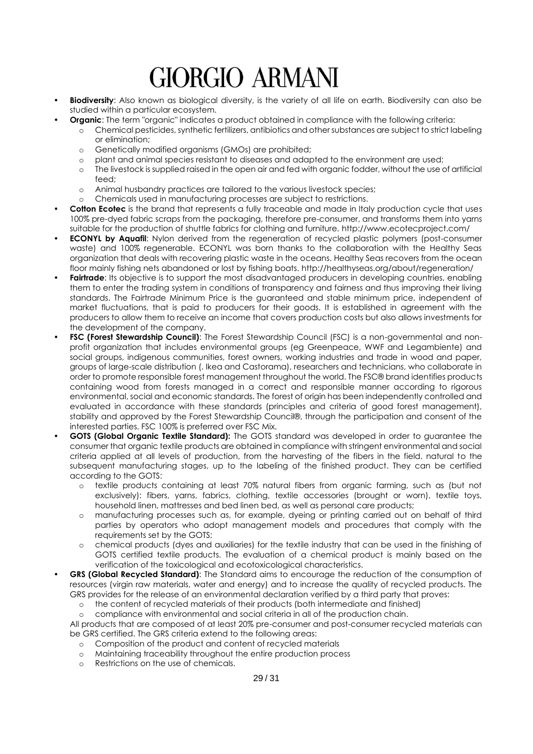- **Biodiversity**: Also known as biological diversity, is the variety of all life on earth. Biodiversity can also be studied within a particular ecosystem.
- **Organic**: The term "organic" indicates a product obtained in compliance with the following criteria:
  - Chemical pesticides, synthetic fertilizers, antibiotics and other substances are subject to strict labeling or elimination;
  - Genetically modified organisms (GMOs) are prohibited;
  - plant and animal species resistant to diseases and adapted to the environment are used;
  - The livestock is supplied raised in the open air and fed with organic fodder, without the use of artificial feed;
  - Animal husbandry practices are tailored to the various livestock species;
  - Chemicals used in manufacturing processes are subject to restrictions.
- **Cotton Ecotec** is the brand that represents a fully traceable and made in Italy production cycle that uses 100% pre-dyed fabric scraps from the packaging, therefore pre-consumer, and transforms them into yarns suitable for the production of shuttle fabrics for clothing and furniture. http://www.ecotecproject.com/
- **ECONYL by Aquafil**: Nylon derived from the regeneration of recycled plastic polymers (post-consumer waste) and 100% regenerable. ECONYL was born thanks to the collaboration with the Healthy Seas organization that deals with recovering plastic waste in the oceans. Healthy Seas recovers from the ocean floor mainly fishing nets abandoned or lost by fishing boats. http://healthyseas.org/about/regeneration/
- **Fairtrade**: Its objective is to support the most disadvantaged producers in developing countries, enabling them to enter the trading system in conditions of transparency and fairness and thus improving their living standards. The Fairtrade Minimum Price is the guaranteed and stable minimum price, independent of market fluctuations, that is paid to producers for their goods. It is established in agreement with the producers to allow them to receive an income that covers production costs but also allows investments for the development of the company.
- **FSC (Forest Stewardship Council)**: The Forest Stewardship Council (FSC) is a non-governmental and non-profit organization that includes environmental groups (eg Greenpeace, WWF and Legambiente) and social groups, indigenous communities, forest owners, working industries and trade in wood and paper, groups of large-scale distribution (. Ikea and Castorama), researchers and technicians, who collaborate in order to promote responsible forest management throughout the world. The FSC® brand identifies products containing wood from forests managed in a correct and responsible manner according to rigorous environmental, social and economic standards. The forest of origin has been independently controlled and evaluated in accordance with these standards (principles and criteria of good forest management), stability and approved by the Forest Stewardship Council®, through the participation and consent of the interested parties. FSC 100% is preferred over FSC Mix.
- **GOTS (Global Organic Textile Standard):** The GOTS standard was developed in order to guarantee the consumer that organic textile products are obtained in compliance with stringent environmental and social criteria applied at all levels of production, from the harvesting of the fibers in the field. natural to the subsequent manufacturing stages, up to the labeling of the finished product. They can be certified according to the GOTS:
  - textile products containing at least 70% natural fibers from organic farming, such as (but not exclusively): fibers, yarns, fabrics, clothing, textile accessories (brought or worn), textile toys, household linen, mattresses and bed linen bed, as well as personal care products;
  - manufacturing processes such as, for example, dyeing or printing carried out on behalf of third parties by operators who adopt management models and procedures that comply with the requirements set by the GOTS;
  - chemical products (dyes and auxiliaries) for the textile industry that can be used in the finishing of GOTS certified textile products. The evaluation of a chemical product is mainly based on the verification of the toxicological and ecotoxicological characteristics.
- **GRS (Global Recycled Standard)**: The Standard aims to encourage the reduction of the consumption of resources (virgin raw materials, water and energy) and to increase the quality of recycled products. The GRS provides for the release of an environmental declaration verified by a third party that proves:
  - the content of recycled materials of their products (both intermediate and finished)
  - compliance with environmental and social criteria in all of the production chain.

  All products that are composed of at least 20% pre-consumer and post-consumer recycled materials can be GRS certified. The GRS criteria extend to the following areas:
  - Composition of the product and content of recycled materials
  - Maintaining traceability throughout the entire production process
  - Restrictions on the use of chemicals.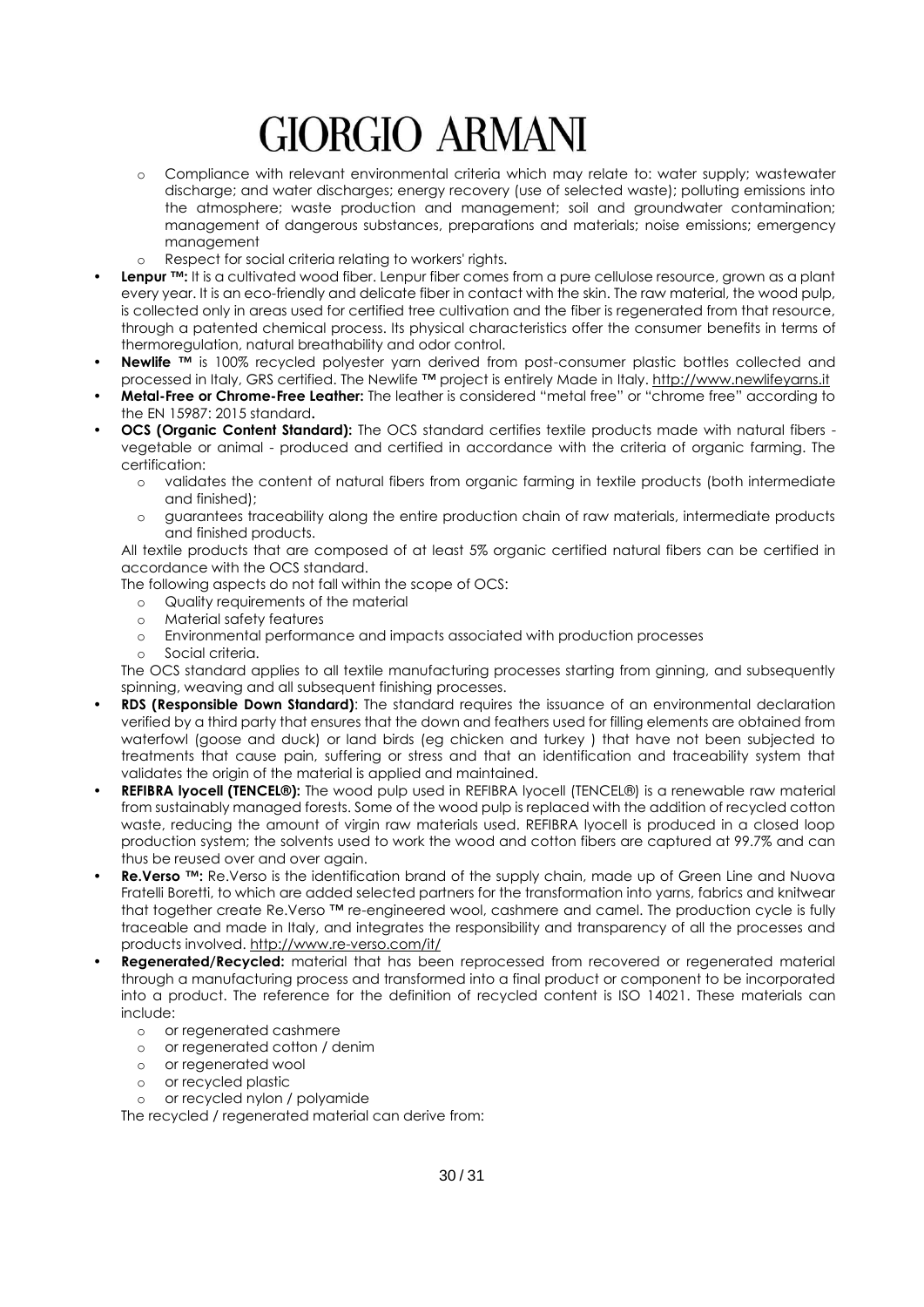- Compliance with relevant environmental criteria which may relate to: water supply; wastewater discharge; and water discharges; energy recovery (use of selected waste); polluting emissions into the atmosphere; waste production and management; soil and groundwater contamination; management of dangerous substances, preparations and materials; noise emissions; emergency management
    - Respect for social criteria relating to workers' rights.

- **Lenpur ™:** It is a cultivated wood fiber. Lenpur fiber comes from a pure cellulose resource, grown as a plant every year. It is an eco-friendly and delicate fiber in contact with the skin. The raw material, the wood pulp, is collected only in areas used for certified tree cultivation and the fiber is regenerated from that resource, through a patented chemical process. Its physical characteristics offer the consumer benefits in terms of thermoregulation, natural breathability and odor control.
- **Newlife ™** is 100% recycled polyester yarn derived from post-consumer plastic bottles collected and processed in Italy, GRS certified. The Newlife ™ project is entirely Made in Italy. http://www.newlifeyarns.it
- **Metal-Free or Chrome-Free Leather:** The leather is considered "metal free" or "chrome free" according to the EN 15987: 2015 standard**.**
- **OCS (Organic Content Standard):** The OCS standard certifies textile products made with natural fibers - vegetable or animal - produced and certified in accordance with the criteria of organic farming. The certification:
    - validates the content of natural fibers from organic farming in textile products (both intermediate and finished);
    - guarantees traceability along the entire production chain of raw materials, intermediate products and finished products.

  All textile products that are composed of at least 5% organic certified natural fibers can be certified in accordance with the OCS standard.

  The following aspects do not fall within the scope of OCS:
    - Quality requirements of the material
    - Material safety features
    - Environmental performance and impacts associated with production processes
    - Social criteria.

  The OCS standard applies to all textile manufacturing processes starting from ginning, and subsequently spinning, weaving and all subsequent finishing processes.
- **RDS (Responsible Down Standard)**: The standard requires the issuance of an environmental declaration verified by a third party that ensures that the down and feathers used for filling elements are obtained from waterfowl (goose and duck) or land birds (eg chicken and turkey ) that have not been subjected to treatments that cause pain, suffering or stress and that an identification and traceability system that validates the origin of the material is applied and maintained.
- **REFIBRA lyocell (TENCEL®):** The wood pulp used in REFIBRA lyocell (TENCEL®) is a renewable raw material from sustainably managed forests. Some of the wood pulp is replaced with the addition of recycled cotton waste, reducing the amount of virgin raw materials used. REFIBRA lyocell is produced in a closed loop production system; the solvents used to work the wood and cotton fibers are captured at 99.7% and can thus be reused over and over again.
- **Re.Verso ™:** Re.Verso is the identification brand of the supply chain, made up of Green Line and Nuova Fratelli Boretti, to which are added selected partners for the transformation into yarns, fabrics and knitwear that together create Re.Verso ™ re-engineered wool, cashmere and camel. The production cycle is fully traceable and made in Italy, and integrates the responsibility and transparency of all the processes and products involved. http://www.re-verso.com/it/
- **Regenerated/Recycled:** material that has been reprocessed from recovered or regenerated material through a manufacturing process and transformed into a final product or component to be incorporated into a product. The reference for the definition of recycled content is ISO 14021. These materials can include:
    - or regenerated cashmere
    - or regenerated cotton / denim
    - or regenerated wool
    - or recycled plastic
    - or recycled nylon / polyamide

  The recycled / regenerated material can derive from: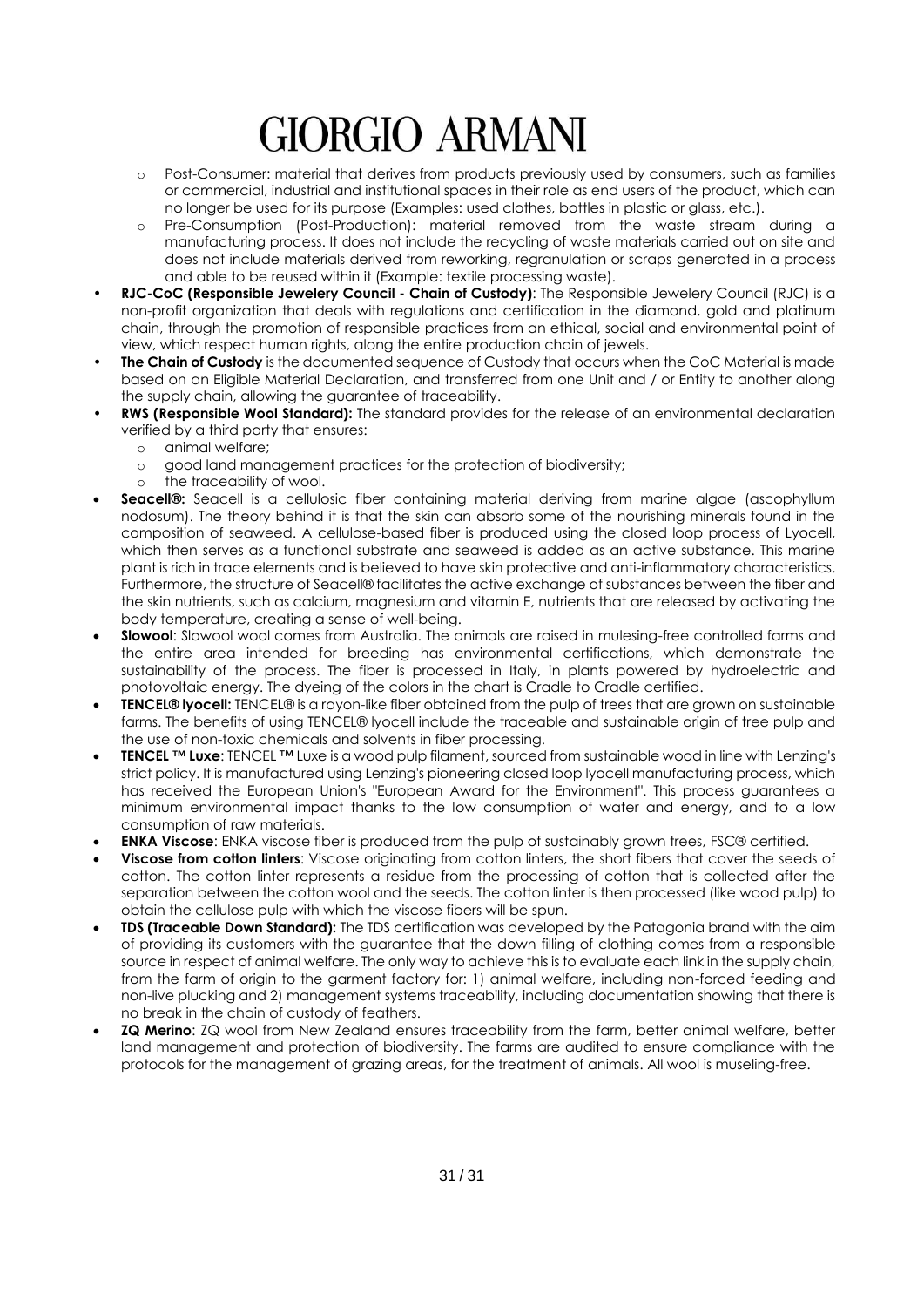- Post-Consumer: material that derives from products previously used by consumers, such as families or commercial, industrial and institutional spaces in their role as end users of the product, which can no longer be used for its purpose (Examples: used clothes, bottles in plastic or glass, etc.).
  - Pre-Consumption (Post-Production): material removed from the waste stream during a manufacturing process. It does not include the recycling of waste materials carried out on site and does not include materials derived from reworking, regranulation or scraps generated in a process and able to be reused within it (Example: textile processing waste).
- **RJC-CoC (Responsible Jewelery Council - Chain of Custody)**: The Responsible Jewelery Council (RJC) is a non-profit organization that deals with regulations and certification in the diamond, gold and platinum chain, through the promotion of responsible practices from an ethical, social and environmental point of view, which respect human rights, along the entire production chain of jewels.
- **The Chain of Custody** is the documented sequence of Custody that occurs when the CoC Material is made based on an Eligible Material Declaration, and transferred from one Unit and / or Entity to another along the supply chain, allowing the guarantee of traceability.
- **RWS (Responsible Wool Standard):** The standard provides for the release of an environmental declaration verified by a third party that ensures:
  - animal welfare;
  - good land management practices for the protection of biodiversity;
  - the traceability of wool.
- **Seacell®:** Seacell is a cellulosic fiber containing material deriving from marine algae (ascophyllum nodosum). The theory behind it is that the skin can absorb some of the nourishing minerals found in the composition of seaweed. A cellulose-based fiber is produced using the closed loop process of Lyocell, which then serves as a functional substrate and seaweed is added as an active substance. This marine plant is rich in trace elements and is believed to have skin protective and anti-inflammatory characteristics. Furthermore, the structure of Seacell® facilitates the active exchange of substances between the fiber and the skin nutrients, such as calcium, magnesium and vitamin E, nutrients that are released by activating the body temperature, creating a sense of well-being.
- **Slowool**: Slowool wool comes from Australia. The animals are raised in mulesing-free controlled farms and the entire area intended for breeding has environmental certifications, which demonstrate the sustainability of the process. The fiber is processed in Italy, in plants powered by hydroelectric and photovoltaic energy. The dyeing of the colors in the chart is Cradle to Cradle certified.
- **TENCEL® lyocell:** TENCEL® is a rayon-like fiber obtained from the pulp of trees that are grown on sustainable farms. The benefits of using TENCEL® lyocell include the traceable and sustainable origin of tree pulp and the use of non-toxic chemicals and solvents in fiber processing.
- **TENCEL ™ Luxe**: TENCEL ™ Luxe is a wood pulp filament, sourced from sustainable wood in line with Lenzing's strict policy. It is manufactured using Lenzing's pioneering closed loop lyocell manufacturing process, which has received the European Union's "European Award for the Environment". This process guarantees a minimum environmental impact thanks to the low consumption of water and energy, and to a low consumption of raw materials.
- **ENKA Viscose**: ENKA viscose fiber is produced from the pulp of sustainably grown trees, FSC® certified.
- **Viscose from cotton linters**: Viscose originating from cotton linters, the short fibers that cover the seeds of cotton. The cotton linter represents a residue from the processing of cotton that is collected after the separation between the cotton wool and the seeds. The cotton linter is then processed (like wood pulp) to obtain the cellulose pulp with which the viscose fibers will be spun.
- **TDS (Traceable Down Standard):** The TDS certification was developed by the Patagonia brand with the aim of providing its customers with the guarantee that the down filling of clothing comes from a responsible source in respect of animal welfare. The only way to achieve this is to evaluate each link in the supply chain, from the farm of origin to the garment factory for: 1) animal welfare, including non-forced feeding and non-live plucking and 2) management systems traceability, including documentation showing that there is no break in the chain of custody of feathers.
- **ZQ Merino**: ZQ wool from New Zealand ensures traceability from the farm, better animal welfare, better land management and protection of biodiversity. The farms are audited to ensure compliance with the protocols for the management of grazing areas, for the treatment of animals. All wool is museling-free.